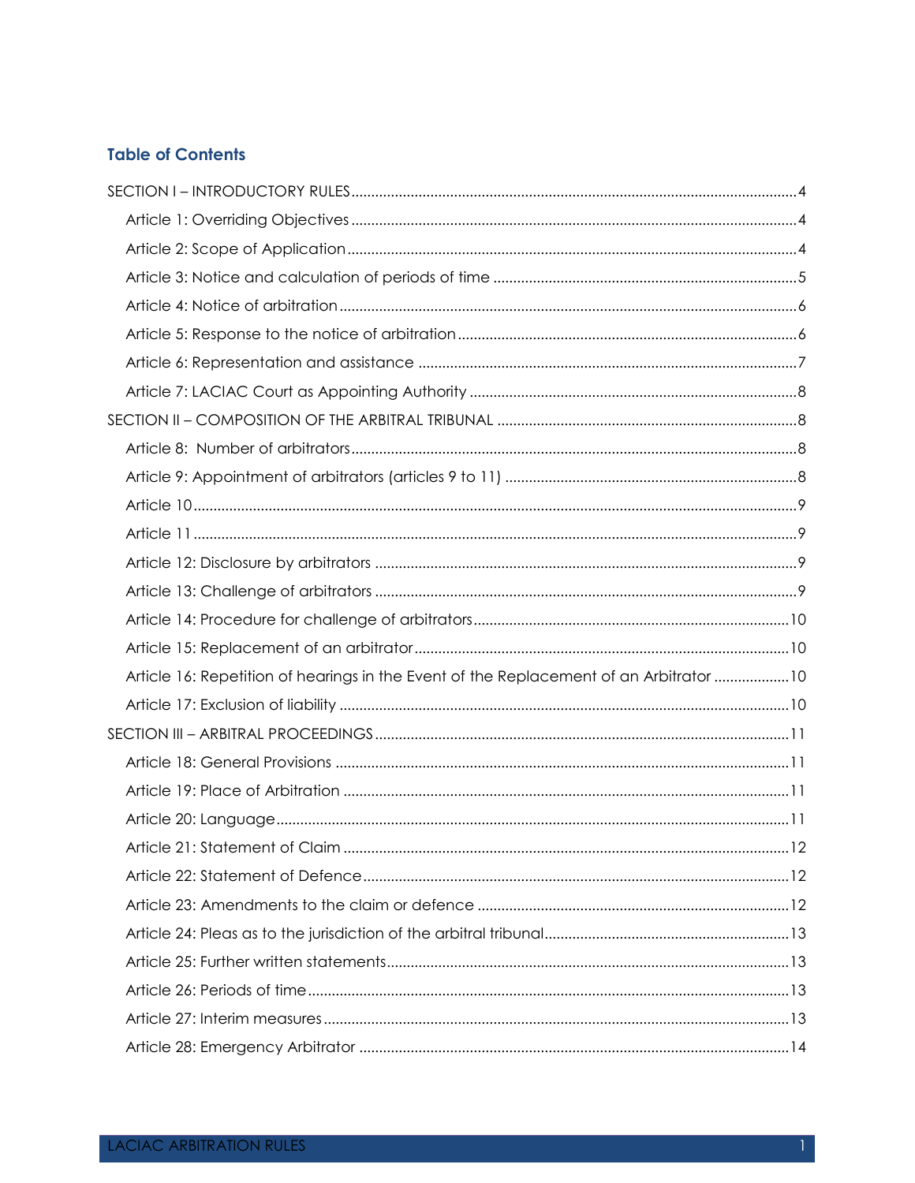## Table of Contents

SECTION I – INTRODUCTORY RULES ..... 4

- Article 1: Overriding Objectives ..... 4
- Article 2: Scope of Application ..... 4
- Article 3: Notice and calculation of periods of time ..... 5
- Article 4: Notice of arbitration ..... 6
- Article 5: Response to the notice of arbitration ..... 6
- Article 6: Representation and assistance ..... 7
- Article 7: LACIAC Court as Appointing Authority ..... 8

SECTION II – COMPOSITION OF THE ARBITRAL TRIBUNAL ..... 8

- Article 8: Number of arbitrators ..... 8
- Article 9: Appointment of arbitrators (articles 9 to 11) ..... 8
- Article 10 ..... 9
- Article 11 ..... 9
- Article 12: Disclosure by arbitrators ..... 9
- Article 13: Challenge of arbitrators ..... 9
- Article 14: Procedure for challenge of arbitrators ..... 10
- Article 15: Replacement of an arbitrator ..... 10
- Article 16: Repetition of hearings in the Event of the Replacement of an Arbitrator ..... 10
- Article 17: Exclusion of liability ..... 10

SECTION III – ARBITRAL PROCEEDINGS ..... 11

- Article 18: General Provisions ..... 11
- Article 19: Place of Arbitration ..... 11
- Article 20: Language ..... 11
- Article 21: Statement of Claim ..... 12
- Article 22: Statement of Defence ..... 12
- Article 23: Amendments to the claim or defence ..... 12
- Article 24: Pleas as to the jurisdiction of the arbitral tribunal ..... 13
- Article 25: Further written statements ..... 13
- Article 26: Periods of time ..... 13
- Article 27: Interim measures ..... 13
- Article 28: Emergency Arbitrator ..... 14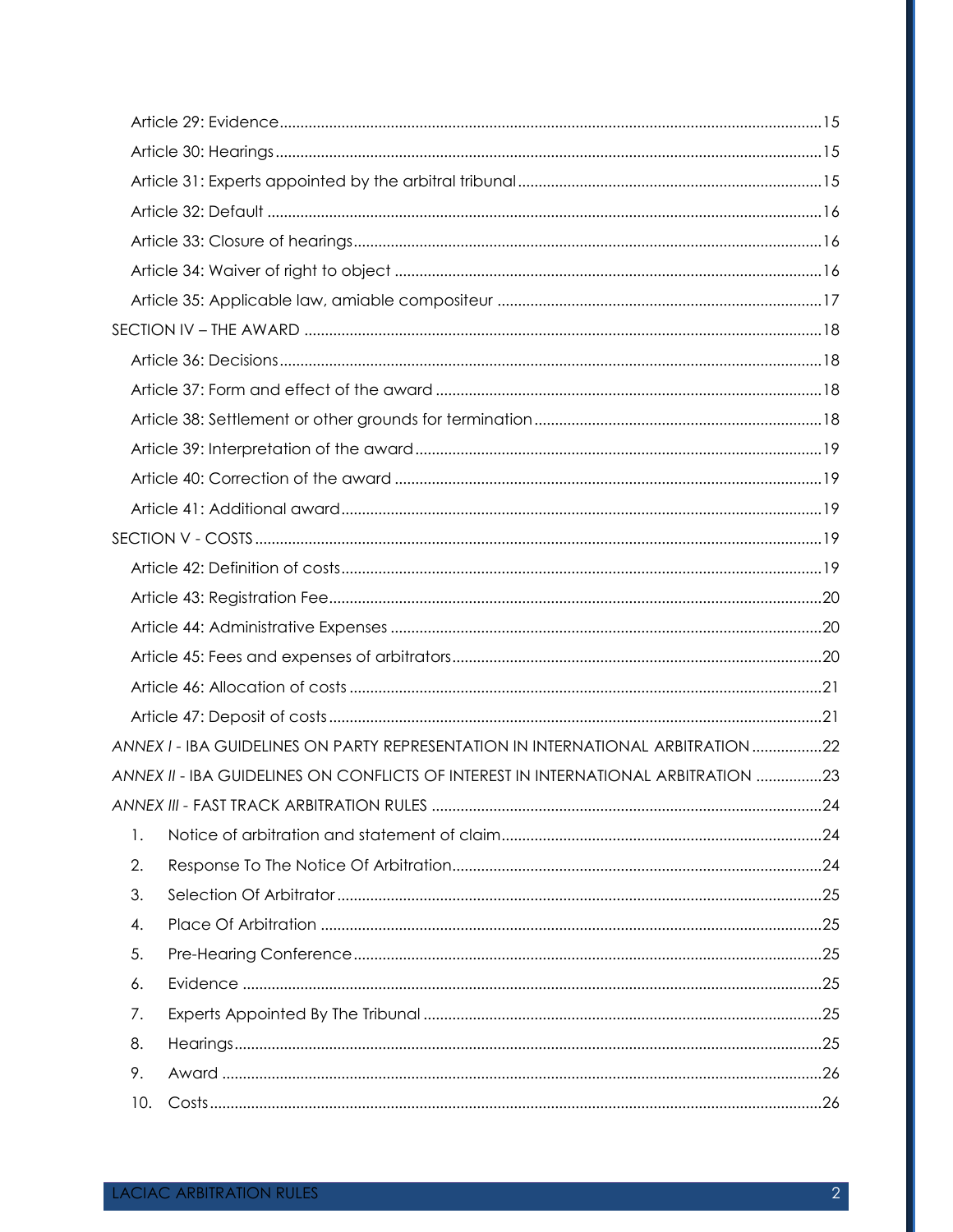Article 29: Evidence .....15

Article 30: Hearings .....15

Article 31: Experts appointed by the arbitral tribunal .....15

Article 32: Default .....16

Article 33: Closure of hearings .....16

Article 34: Waiver of right to object .....16

Article 35: Applicable law, amiable compositeur .....17

SECTION IV – THE AWARD .....18

Article 36: Decisions .....18

Article 37: Form and effect of the award .....18

Article 38: Settlement or other grounds for termination .....18

Article 39: Interpretation of the award .....19

Article 40: Correction of the award .....19

Article 41: Additional award .....19

SECTION V - COSTS .....19

Article 42: Definition of costs .....19

Article 43: Registration Fee .....20

Article 44: Administrative Expenses .....20

Article 45: Fees and expenses of arbitrators .....20

Article 46: Allocation of costs .....21

Article 47: Deposit of costs .....21

*ANNEX I* - IBA GUIDELINES ON PARTY REPRESENTATION IN INTERNATIONAL ARBITRATION .....22

*ANNEX II* - IBA GUIDELINES ON CONFLICTS OF INTEREST IN INTERNATIONAL ARBITRATION .....23

*ANNEX III* - FAST TRACK ARBITRATION RULES .....24

1. Notice of arbitration and statement of claim .....24
2. Response To The Notice Of Arbitration .....24
3. Selection Of Arbitrator .....25
4. Place Of Arbitration .....25
5. Pre-Hearing Conference .....25
6. Evidence .....25
7. Experts Appointed By The Tribunal .....25
8. Hearings .....25
9. Award .....26
10. Costs .....26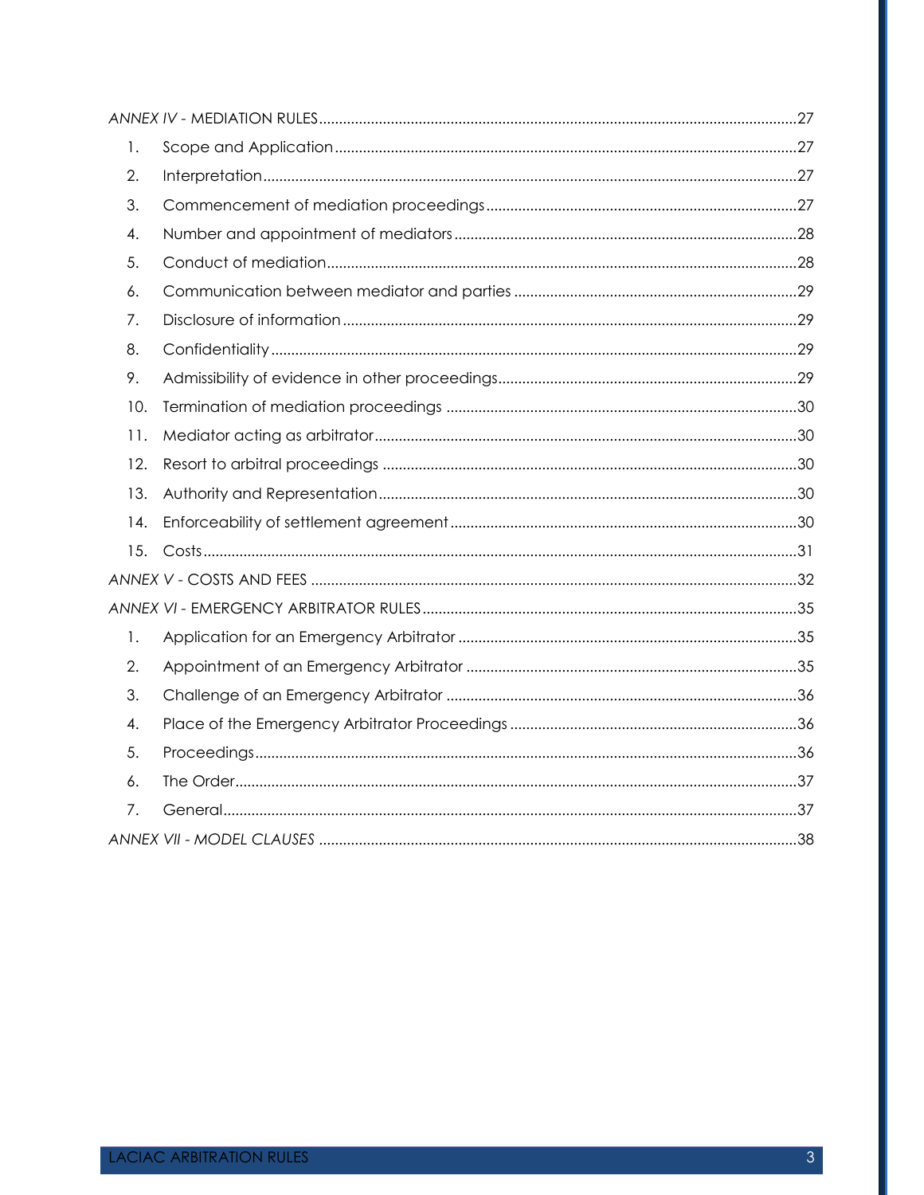*ANNEX IV* - MEDIATION RULES ........................................................................................................27

1. Scope and Application ........................................................................................................27
2. Interpretation ........................................................................................................27
3. Commencement of mediation proceedings ........................................................................................................27
4. Number and appointment of mediators ........................................................................................................28
5. Conduct of mediation ........................................................................................................28
6. Communication between mediator and parties ........................................................................................................29
7. Disclosure of information ........................................................................................................29
8. Confidentiality ........................................................................................................29
9. Admissibility of evidence in other proceedings ........................................................................................................29
10. Termination of mediation proceedings ........................................................................................................30
11. Mediator acting as arbitrator ........................................................................................................30
12. Resort to arbitral proceedings ........................................................................................................30
13. Authority and Representation ........................................................................................................30
14. Enforceability of settlement agreement ........................................................................................................30
15. Costs ........................................................................................................31

*ANNEX V* - COSTS AND FEES ........................................................................................................32

*ANNEX VI* - EMERGENCY ARBITRATOR RULES ........................................................................................................35

1. Application for an Emergency Arbitrator ........................................................................................................35
2. Appointment of an Emergency Arbitrator ........................................................................................................35
3. Challenge of an Emergency Arbitrator ........................................................................................................36
4. Place of the Emergency Arbitrator Proceedings ........................................................................................................36
5. Proceedings ........................................................................................................36
6. The Order ........................................................................................................37
7. General ........................................................................................................37

*ANNEX VII - MODEL CLAUSES* ........................................................................................................38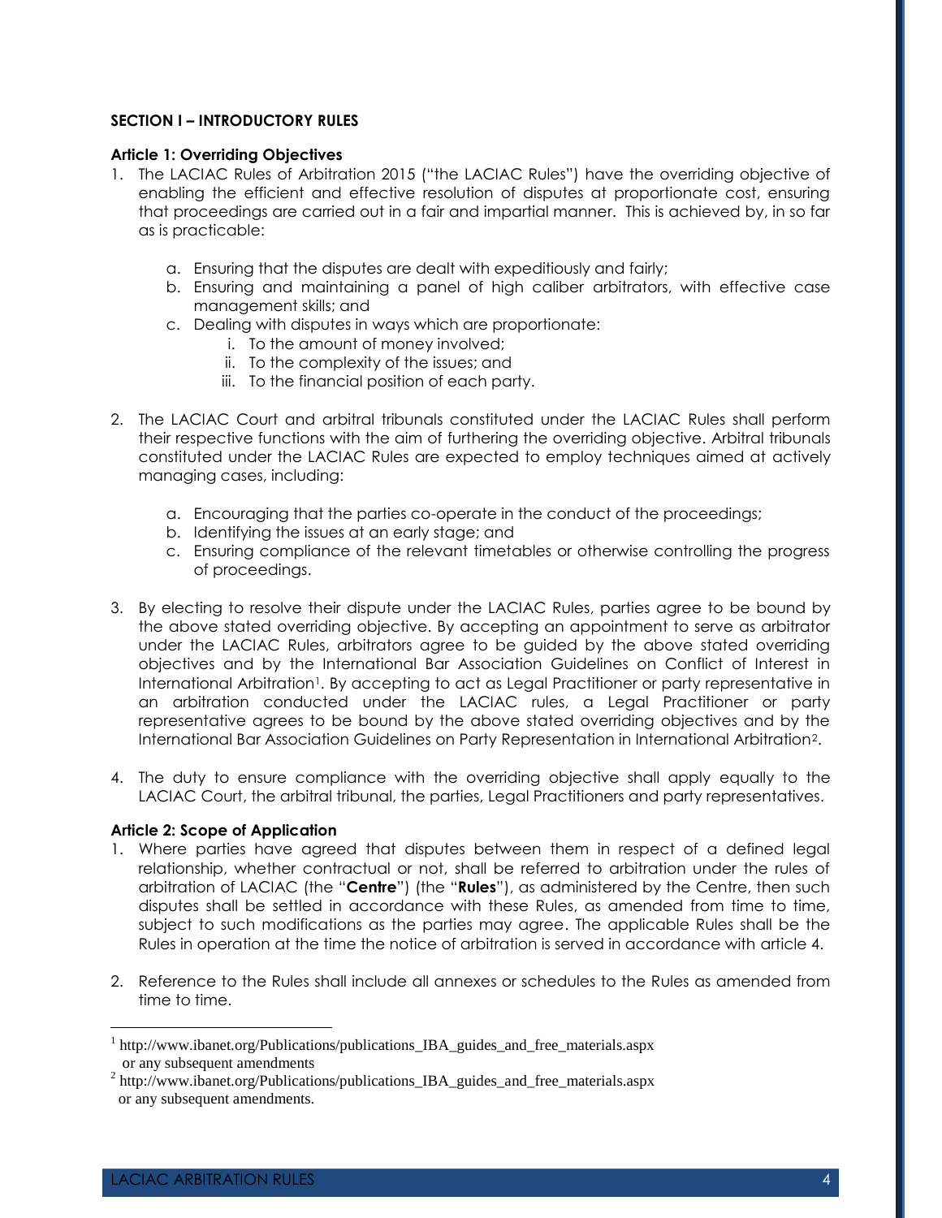**SECTION I – INTRODUCTORY RULES**

**Article 1: Overriding Objectives**

1. The LACIAC Rules of Arbitration 2015 ("the LACIAC Rules") have the overriding objective of enabling the efficient and effective resolution of disputes at proportionate cost, ensuring that proceedings are carried out in a fair and impartial manner. This is achieved by, in so far as is practicable:

   a. Ensuring that the disputes are dealt with expeditiously and fairly;
   b. Ensuring and maintaining a panel of high caliber arbitrators, with effective case management skills; and
   c. Dealing with disputes in ways which are proportionate:
      i. To the amount of money involved;
      ii. To the complexity of the issues; and
      iii. To the financial position of each party.

2. The LACIAC Court and arbitral tribunals constituted under the LACIAC Rules shall perform their respective functions with the aim of furthering the overriding objective. Arbitral tribunals constituted under the LACIAC Rules are expected to employ techniques aimed at actively managing cases, including:

   a. Encouraging that the parties co-operate in the conduct of the proceedings;
   b. Identifying the issues at an early stage; and
   c. Ensuring compliance of the relevant timetables or otherwise controlling the progress of proceedings.

3. By electing to resolve their dispute under the LACIAC Rules, parties agree to be bound by the above stated overriding objective. By accepting an appointment to serve as arbitrator under the LACIAC Rules, arbitrators agree to be guided by the above stated overriding objectives and by the International Bar Association Guidelines on Conflict of Interest in International Arbitration[1]. By accepting to act as Legal Practitioner or party representative in an arbitration conducted under the LACIAC rules, a Legal Practitioner or party representative agrees to be bound by the above stated overriding objectives and by the International Bar Association Guidelines on Party Representation in International Arbitration[2].

4. The duty to ensure compliance with the overriding objective shall apply equally to the LACIAC Court, the arbitral tribunal, the parties, Legal Practitioners and party representatives.

**Article 2: Scope of Application**

1. Where parties have agreed that disputes between them in respect of a defined legal relationship, whether contractual or not, shall be referred to arbitration under the rules of arbitration of LACIAC (the "**Centre**") (the "**Rules**"), as administered by the Centre, then such disputes shall be settled in accordance with these Rules, as amended from time to time, subject to such modifications as the parties may agree. The applicable Rules shall be the Rules in operation at the time the notice of arbitration is served in accordance with article 4.

2. Reference to the Rules shall include all annexes or schedules to the Rules as amended from time to time.

---

[1] http://www.ibanet.org/Publications/publications_IBA_guides_and_free_materials.aspx or any subsequent amendments

[2] http://www.ibanet.org/Publications/publications_IBA_guides_and_free_materials.aspx or any subsequent amendments.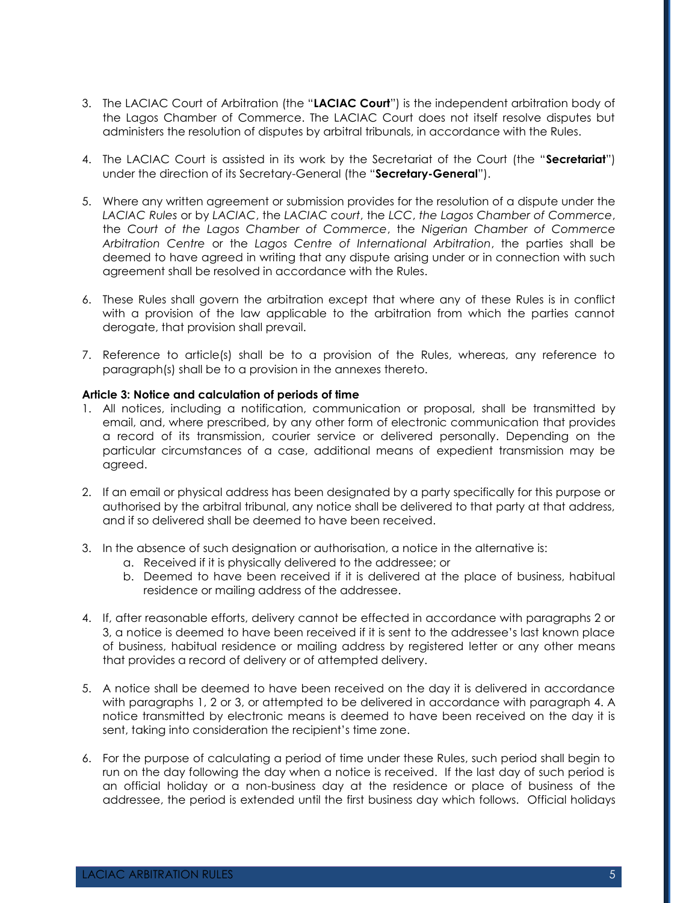3. The LACIAC Court of Arbitration (the "**LACIAC Court**") is the independent arbitration body of the Lagos Chamber of Commerce. The LACIAC Court does not itself resolve disputes but administers the resolution of disputes by arbitral tribunals, in accordance with the Rules.

4. The LACIAC Court is assisted in its work by the Secretariat of the Court (the "**Secretariat**") under the direction of its Secretary-General (the "**Secretary-General**").

5. Where any written agreement or submission provides for the resolution of a dispute under the *LACIAC Rules* or by *LACIAC*, the *LACIAC court*, the *LCC*, *the Lagos Chamber of Commerce*, the *Court of the Lagos Chamber of Commerce*, the *Nigerian Chamber of Commerce Arbitration Centre* or the *Lagos Centre of International Arbitration*, the parties shall be deemed to have agreed in writing that any dispute arising under or in connection with such agreement shall be resolved in accordance with the Rules.

6. These Rules shall govern the arbitration except that where any of these Rules is in conflict with a provision of the law applicable to the arbitration from which the parties cannot derogate, that provision shall prevail.

7. Reference to article(s) shall be to a provision of the Rules, whereas, any reference to paragraph(s) shall be to a provision in the annexes thereto.

**Article 3: Notice and calculation of periods of time**

1. All notices, including a notification, communication or proposal, shall be transmitted by email, and, where prescribed, by any other form of electronic communication that provides a record of its transmission, courier service or delivered personally. Depending on the particular circumstances of a case, additional means of expedient transmission may be agreed.

2. If an email or physical address has been designated by a party specifically for this purpose or authorised by the arbitral tribunal, any notice shall be delivered to that party at that address, and if so delivered shall be deemed to have been received.

3. In the absence of such designation or authorisation, a notice in the alternative is:
   a. Received if it is physically delivered to the addressee; or
   b. Deemed to have been received if it is delivered at the place of business, habitual residence or mailing address of the addressee.

4. If, after reasonable efforts, delivery cannot be effected in accordance with paragraphs 2 or 3, a notice is deemed to have been received if it is sent to the addressee's last known place of business, habitual residence or mailing address by registered letter or any other means that provides a record of delivery or of attempted delivery.

5. A notice shall be deemed to have been received on the day it is delivered in accordance with paragraphs 1, 2 or 3, or attempted to be delivered in accordance with paragraph 4. A notice transmitted by electronic means is deemed to have been received on the day it is sent, taking into consideration the recipient's time zone.

6. For the purpose of calculating a period of time under these Rules, such period shall begin to run on the day following the day when a notice is received. If the last day of such period is an official holiday or a non-business day at the residence or place of business of the addressee, the period is extended until the first business day which follows. Official holidays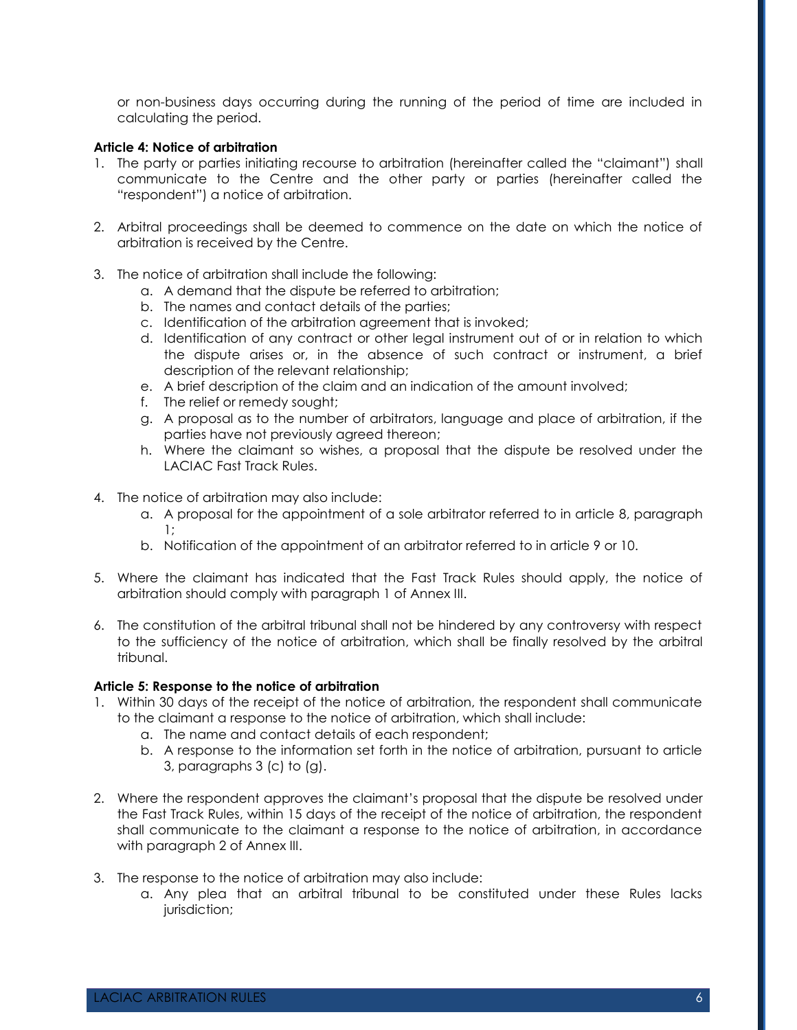or non-business days occurring during the running of the period of time are included in calculating the period.

**Article 4: Notice of arbitration**

1. The party or parties initiating recourse to arbitration (hereinafter called the "claimant") shall communicate to the Centre and the other party or parties (hereinafter called the "respondent") a notice of arbitration.

2. Arbitral proceedings shall be deemed to commence on the date on which the notice of arbitration is received by the Centre.

3. The notice of arbitration shall include the following:
   a. A demand that the dispute be referred to arbitration;
   b. The names and contact details of the parties;
   c. Identification of the arbitration agreement that is invoked;
   d. Identification of any contract or other legal instrument out of or in relation to which the dispute arises or, in the absence of such contract or instrument, a brief description of the relevant relationship;
   e. A brief description of the claim and an indication of the amount involved;
   f. The relief or remedy sought;
   g. A proposal as to the number of arbitrators, language and place of arbitration, if the parties have not previously agreed thereon;
   h. Where the claimant so wishes, a proposal that the dispute be resolved under the LACIAC Fast Track Rules.

4. The notice of arbitration may also include:
   a. A proposal for the appointment of a sole arbitrator referred to in article 8, paragraph 1;
   b. Notification of the appointment of an arbitrator referred to in article 9 or 10.

5. Where the claimant has indicated that the Fast Track Rules should apply, the notice of arbitration should comply with paragraph 1 of Annex III.

6. The constitution of the arbitral tribunal shall not be hindered by any controversy with respect to the sufficiency of the notice of arbitration, which shall be finally resolved by the arbitral tribunal.

**Article 5: Response to the notice of arbitration**

1. Within 30 days of the receipt of the notice of arbitration, the respondent shall communicate to the claimant a response to the notice of arbitration, which shall include:
   a. The name and contact details of each respondent;
   b. A response to the information set forth in the notice of arbitration, pursuant to article 3, paragraphs 3 (c) to (g).

2. Where the respondent approves the claimant's proposal that the dispute be resolved under the Fast Track Rules, within 15 days of the receipt of the notice of arbitration, the respondent shall communicate to the claimant a response to the notice of arbitration, in accordance with paragraph 2 of Annex III.

3. The response to the notice of arbitration may also include:
   a. Any plea that an arbitral tribunal to be constituted under these Rules lacks jurisdiction;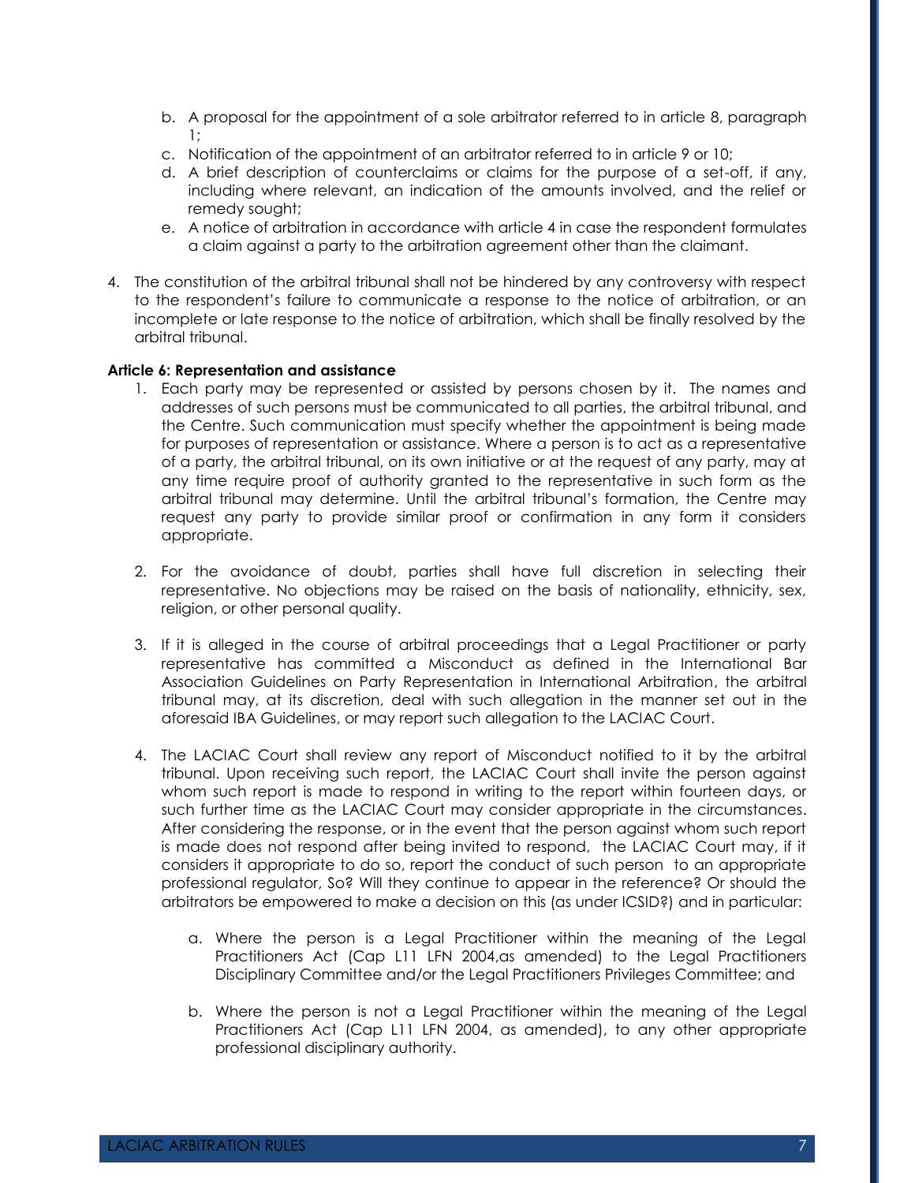b. A proposal for the appointment of a sole arbitrator referred to in article 8, paragraph 1;
c. Notification of the appointment of an arbitrator referred to in article 9 or 10;
d. A brief description of counterclaims or claims for the purpose of a set-off, if any, including where relevant, an indication of the amounts involved, and the relief or remedy sought;
e. A notice of arbitration in accordance with article 4 in case the respondent formulates a claim against a party to the arbitration agreement other than the claimant.

4. The constitution of the arbitral tribunal shall not be hindered by any controversy with respect to the respondent's failure to communicate a response to the notice of arbitration, or an incomplete or late response to the notice of arbitration, which shall be finally resolved by the arbitral tribunal.

**Article 6: Representation and assistance**

1. Each party may be represented or assisted by persons chosen by it. The names and addresses of such persons must be communicated to all parties, the arbitral tribunal, and the Centre. Such communication must specify whether the appointment is being made for purposes of representation or assistance. Where a person is to act as a representative of a party, the arbitral tribunal, on its own initiative or at the request of any party, may at any time require proof of authority granted to the representative in such form as the arbitral tribunal may determine. Until the arbitral tribunal's formation, the Centre may request any party to provide similar proof or confirmation in any form it considers appropriate.

2. For the avoidance of doubt, parties shall have full discretion in selecting their representative. No objections may be raised on the basis of nationality, ethnicity, sex, religion, or other personal quality.

3. If it is alleged in the course of arbitral proceedings that a Legal Practitioner or party representative has committed a Misconduct as defined in the International Bar Association Guidelines on Party Representation in International Arbitration, the arbitral tribunal may, at its discretion, deal with such allegation in the manner set out in the aforesaid IBA Guidelines, or may report such allegation to the LACIAC Court.

4. The LACIAC Court shall review any report of Misconduct notified to it by the arbitral tribunal. Upon receiving such report, the LACIAC Court shall invite the person against whom such report is made to respond in writing to the report within fourteen days, or such further time as the LACIAC Court may consider appropriate in the circumstances. After considering the response, or in the event that the person against whom such report is made does not respond after being invited to respond, the LACIAC Court may, if it considers it appropriate to do so, report the conduct of such person to an appropriate professional regulator, So? Will they continue to appear in the reference? Or should the arbitrators be empowered to make a decision on this (as under ICSID?) and in particular:

   a. Where the person is a Legal Practitioner within the meaning of the Legal Practitioners Act (Cap L11 LFN 2004,as amended) to the Legal Practitioners Disciplinary Committee and/or the Legal Practitioners Privileges Committee; and

   b. Where the person is not a Legal Practitioner within the meaning of the Legal Practitioners Act (Cap L11 LFN 2004, as amended), to any other appropriate professional disciplinary authority.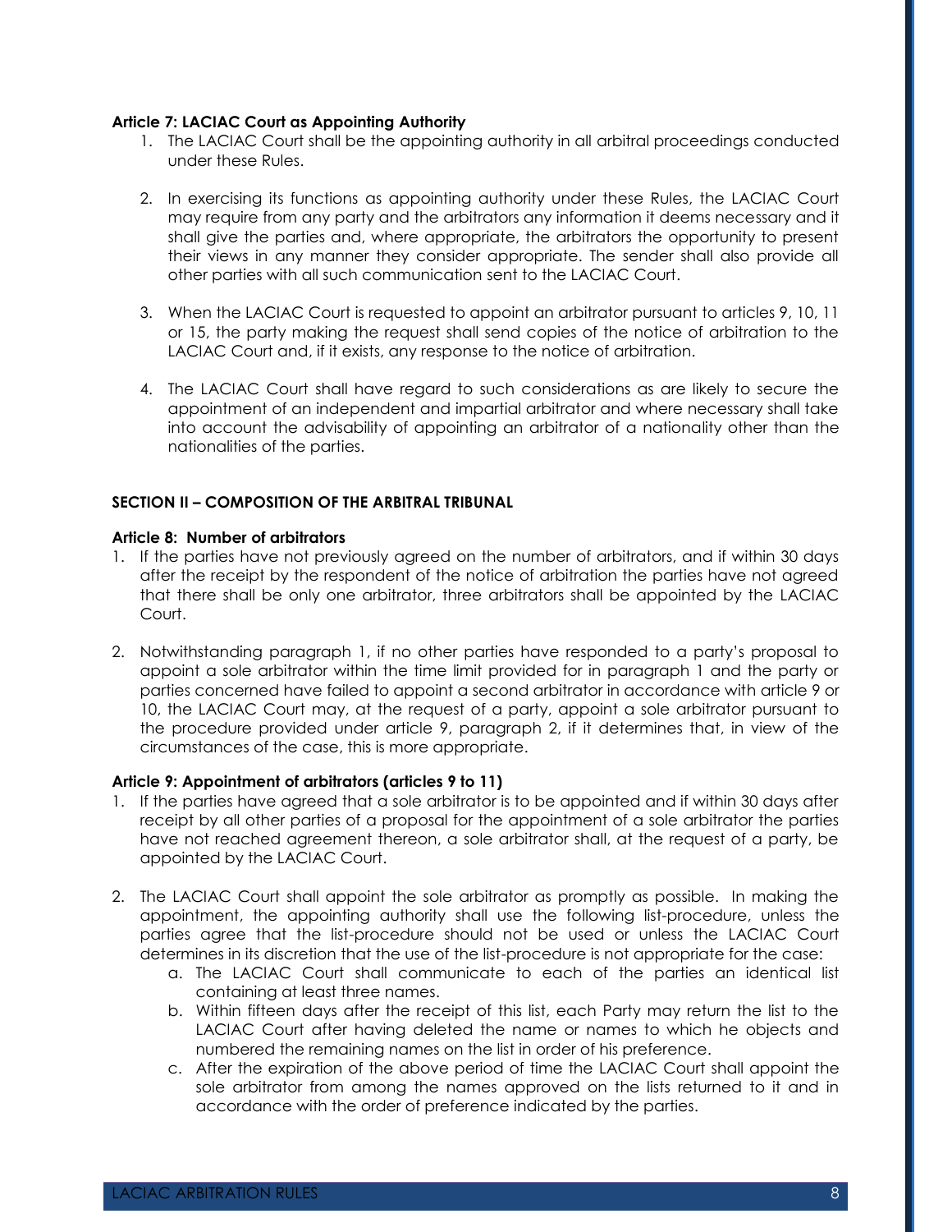**Article 7: LACIAC Court as Appointing Authority**

1. The LACIAC Court shall be the appointing authority in all arbitral proceedings conducted under these Rules.

2. In exercising its functions as appointing authority under these Rules, the LACIAC Court may require from any party and the arbitrators any information it deems necessary and it shall give the parties and, where appropriate, the arbitrators the opportunity to present their views in any manner they consider appropriate. The sender shall also provide all other parties with all such communication sent to the LACIAC Court.

3. When the LACIAC Court is requested to appoint an arbitrator pursuant to articles 9, 10, 11 or 15, the party making the request shall send copies of the notice of arbitration to the LACIAC Court and, if it exists, any response to the notice of arbitration.

4. The LACIAC Court shall have regard to such considerations as are likely to secure the appointment of an independent and impartial arbitrator and where necessary shall take into account the advisability of appointing an arbitrator of a nationality other than the nationalities of the parties.

**SECTION II – COMPOSITION OF THE ARBITRAL TRIBUNAL**

**Article 8: Number of arbitrators**

1. If the parties have not previously agreed on the number of arbitrators, and if within 30 days after the receipt by the respondent of the notice of arbitration the parties have not agreed that there shall be only one arbitrator, three arbitrators shall be appointed by the LACIAC Court.

2. Notwithstanding paragraph 1, if no other parties have responded to a party's proposal to appoint a sole arbitrator within the time limit provided for in paragraph 1 and the party or parties concerned have failed to appoint a second arbitrator in accordance with article 9 or 10, the LACIAC Court may, at the request of a party, appoint a sole arbitrator pursuant to the procedure provided under article 9, paragraph 2, if it determines that, in view of the circumstances of the case, this is more appropriate.

**Article 9: Appointment of arbitrators (articles 9 to 11)**

1. If the parties have agreed that a sole arbitrator is to be appointed and if within 30 days after receipt by all other parties of a proposal for the appointment of a sole arbitrator the parties have not reached agreement thereon, a sole arbitrator shall, at the request of a party, be appointed by the LACIAC Court.

2. The LACIAC Court shall appoint the sole arbitrator as promptly as possible. In making the appointment, the appointing authority shall use the following list-procedure, unless the parties agree that the list-procedure should not be used or unless the LACIAC Court determines in its discretion that the use of the list-procedure is not appropriate for the case:
   a. The LACIAC Court shall communicate to each of the parties an identical list containing at least three names.
   b. Within fifteen days after the receipt of this list, each Party may return the list to the LACIAC Court after having deleted the name or names to which he objects and numbered the remaining names on the list in order of his preference.
   c. After the expiration of the above period of time the LACIAC Court shall appoint the sole arbitrator from among the names approved on the lists returned to it and in accordance with the order of preference indicated by the parties.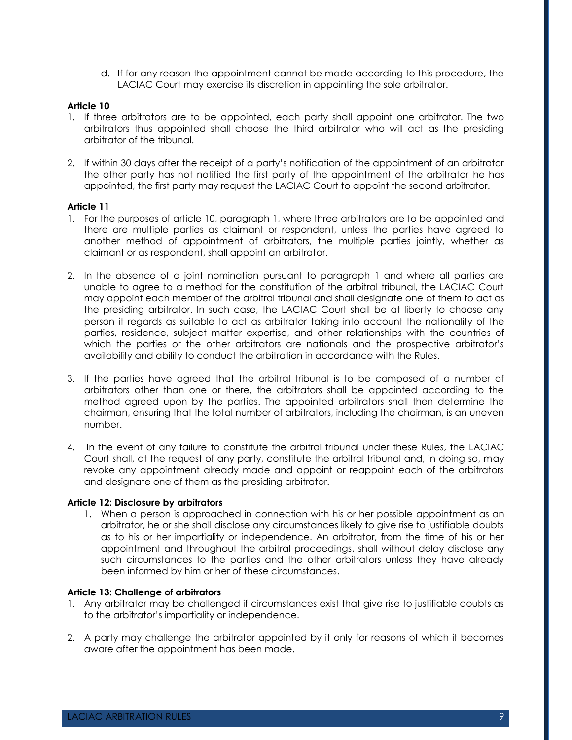d. If for any reason the appointment cannot be made according to this procedure, the LACIAC Court may exercise its discretion in appointing the sole arbitrator.

**Article 10**

1. If three arbitrators are to be appointed, each party shall appoint one arbitrator. The two arbitrators thus appointed shall choose the third arbitrator who will act as the presiding arbitrator of the tribunal.
2. If within 30 days after the receipt of a party's notification of the appointment of an arbitrator the other party has not notified the first party of the appointment of the arbitrator he has appointed, the first party may request the LACIAC Court to appoint the second arbitrator.

**Article 11**

1. For the purposes of article 10, paragraph 1, where three arbitrators are to be appointed and there are multiple parties as claimant or respondent, unless the parties have agreed to another method of appointment of arbitrators, the multiple parties jointly, whether as claimant or as respondent, shall appoint an arbitrator.
2. In the absence of a joint nomination pursuant to paragraph 1 and where all parties are unable to agree to a method for the constitution of the arbitral tribunal, the LACIAC Court may appoint each member of the arbitral tribunal and shall designate one of them to act as the presiding arbitrator. In such case, the LACIAC Court shall be at liberty to choose any person it regards as suitable to act as arbitrator taking into account the nationality of the parties, residence, subject matter expertise, and other relationships with the countries of which the parties or the other arbitrators are nationals and the prospective arbitrator's availability and ability to conduct the arbitration in accordance with the Rules.
3. If the parties have agreed that the arbitral tribunal is to be composed of a number of arbitrators other than one or there, the arbitrators shall be appointed according to the method agreed upon by the parties. The appointed arbitrators shall then determine the chairman, ensuring that the total number of arbitrators, including the chairman, is an uneven number.
4. In the event of any failure to constitute the arbitral tribunal under these Rules, the LACIAC Court shall, at the request of any party, constitute the arbitral tribunal and, in doing so, may revoke any appointment already made and appoint or reappoint each of the arbitrators and designate one of them as the presiding arbitrator.

**Article 12: Disclosure by arbitrators**

1. When a person is approached in connection with his or her possible appointment as an arbitrator, he or she shall disclose any circumstances likely to give rise to justifiable doubts as to his or her impartiality or independence. An arbitrator, from the time of his or her appointment and throughout the arbitral proceedings, shall without delay disclose any such circumstances to the parties and the other arbitrators unless they have already been informed by him or her of these circumstances.

**Article 13: Challenge of arbitrators**

1. Any arbitrator may be challenged if circumstances exist that give rise to justifiable doubts as to the arbitrator's impartiality or independence.
2. A party may challenge the arbitrator appointed by it only for reasons of which it becomes aware after the appointment has been made.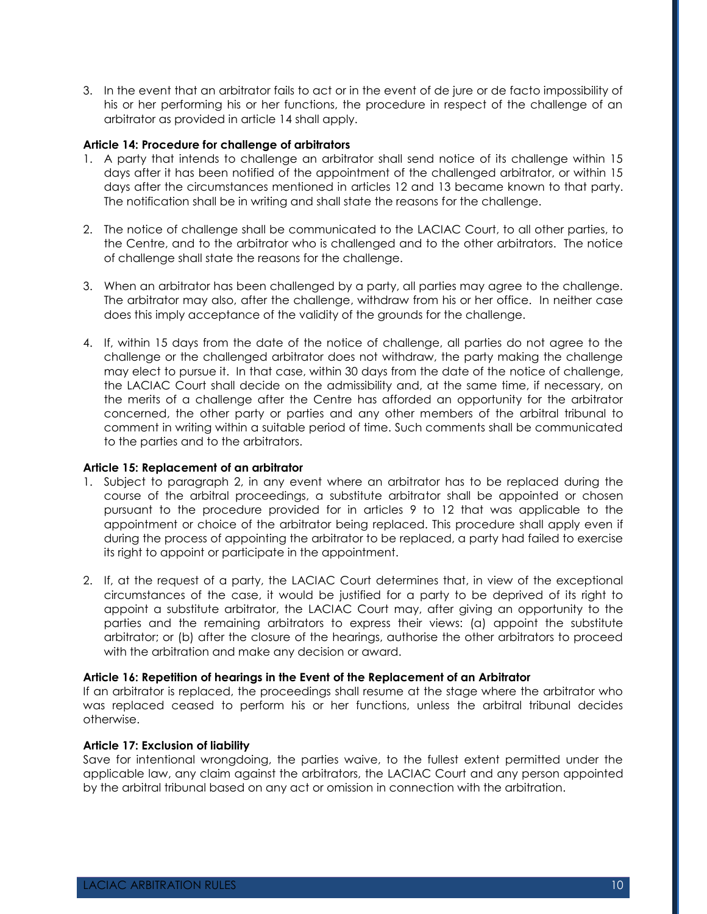3. In the event that an arbitrator fails to act or in the event of de jure or de facto impossibility of his or her performing his or her functions, the procedure in respect of the challenge of an arbitrator as provided in article 14 shall apply.

**Article 14: Procedure for challenge of arbitrators**

1. A party that intends to challenge an arbitrator shall send notice of its challenge within 15 days after it has been notified of the appointment of the challenged arbitrator, or within 15 days after the circumstances mentioned in articles 12 and 13 became known to that party. The notification shall be in writing and shall state the reasons for the challenge.

2. The notice of challenge shall be communicated to the LACIAC Court, to all other parties, to the Centre, and to the arbitrator who is challenged and to the other arbitrators. The notice of challenge shall state the reasons for the challenge.

3. When an arbitrator has been challenged by a party, all parties may agree to the challenge. The arbitrator may also, after the challenge, withdraw from his or her office. In neither case does this imply acceptance of the validity of the grounds for the challenge.

4. If, within 15 days from the date of the notice of challenge, all parties do not agree to the challenge or the challenged arbitrator does not withdraw, the party making the challenge may elect to pursue it. In that case, within 30 days from the date of the notice of challenge, the LACIAC Court shall decide on the admissibility and, at the same time, if necessary, on the merits of a challenge after the Centre has afforded an opportunity for the arbitrator concerned, the other party or parties and any other members of the arbitral tribunal to comment in writing within a suitable period of time. Such comments shall be communicated to the parties and to the arbitrators.

**Article 15: Replacement of an arbitrator**

1. Subject to paragraph 2, in any event where an arbitrator has to be replaced during the course of the arbitral proceedings, a substitute arbitrator shall be appointed or chosen pursuant to the procedure provided for in articles 9 to 12 that was applicable to the appointment or choice of the arbitrator being replaced. This procedure shall apply even if during the process of appointing the arbitrator to be replaced, a party had failed to exercise its right to appoint or participate in the appointment.

2. If, at the request of a party, the LACIAC Court determines that, in view of the exceptional circumstances of the case, it would be justified for a party to be deprived of its right to appoint a substitute arbitrator, the LACIAC Court may, after giving an opportunity to the parties and the remaining arbitrators to express their views: (a) appoint the substitute arbitrator; or (b) after the closure of the hearings, authorise the other arbitrators to proceed with the arbitration and make any decision or award.

**Article 16: Repetition of hearings in the Event of the Replacement of an Arbitrator**

If an arbitrator is replaced, the proceedings shall resume at the stage where the arbitrator who was replaced ceased to perform his or her functions, unless the arbitral tribunal decides otherwise.

**Article 17: Exclusion of liability**

Save for intentional wrongdoing, the parties waive, to the fullest extent permitted under the applicable law, any claim against the arbitrators, the LACIAC Court and any person appointed by the arbitral tribunal based on any act or omission in connection with the arbitration.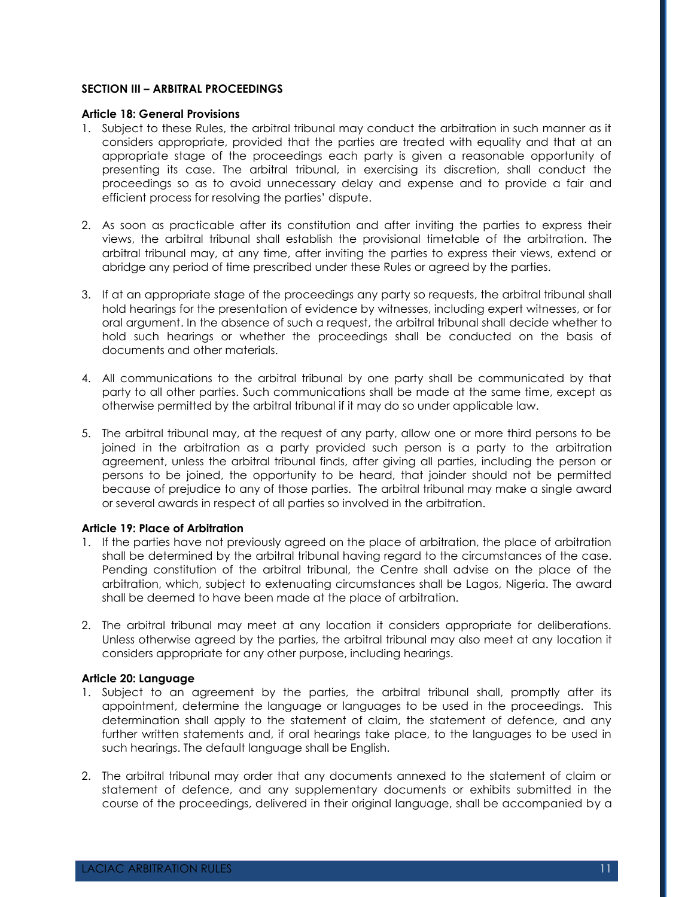## SECTION III – ARBITRAL PROCEEDINGS

### Article 18: General Provisions

1. Subject to these Rules, the arbitral tribunal may conduct the arbitration in such manner as it considers appropriate, provided that the parties are treated with equality and that at an appropriate stage of the proceedings each party is given a reasonable opportunity of presenting its case. The arbitral tribunal, in exercising its discretion, shall conduct the proceedings so as to avoid unnecessary delay and expense and to provide a fair and efficient process for resolving the parties' dispute.

2. As soon as practicable after its constitution and after inviting the parties to express their views, the arbitral tribunal shall establish the provisional timetable of the arbitration. The arbitral tribunal may, at any time, after inviting the parties to express their views, extend or abridge any period of time prescribed under these Rules or agreed by the parties.

3. If at an appropriate stage of the proceedings any party so requests, the arbitral tribunal shall hold hearings for the presentation of evidence by witnesses, including expert witnesses, or for oral argument. In the absence of such a request, the arbitral tribunal shall decide whether to hold such hearings or whether the proceedings shall be conducted on the basis of documents and other materials.

4. All communications to the arbitral tribunal by one party shall be communicated by that party to all other parties. Such communications shall be made at the same time, except as otherwise permitted by the arbitral tribunal if it may do so under applicable law.

5. The arbitral tribunal may, at the request of any party, allow one or more third persons to be joined in the arbitration as a party provided such person is a party to the arbitration agreement, unless the arbitral tribunal finds, after giving all parties, including the person or persons to be joined, the opportunity to be heard, that joinder should not be permitted because of prejudice to any of those parties. The arbitral tribunal may make a single award or several awards in respect of all parties so involved in the arbitration.

### Article 19: Place of Arbitration

1. If the parties have not previously agreed on the place of arbitration, the place of arbitration shall be determined by the arbitral tribunal having regard to the circumstances of the case. Pending constitution of the arbitral tribunal, the Centre shall advise on the place of the arbitration, which, subject to extenuating circumstances shall be Lagos, Nigeria. The award shall be deemed to have been made at the place of arbitration.

2. The arbitral tribunal may meet at any location it considers appropriate for deliberations. Unless otherwise agreed by the parties, the arbitral tribunal may also meet at any location it considers appropriate for any other purpose, including hearings.

### Article 20: Language

1. Subject to an agreement by the parties, the arbitral tribunal shall, promptly after its appointment, determine the language or languages to be used in the proceedings. This determination shall apply to the statement of claim, the statement of defence, and any further written statements and, if oral hearings take place, to the languages to be used in such hearings. The default language shall be English.

2. The arbitral tribunal may order that any documents annexed to the statement of claim or statement of defence, and any supplementary documents or exhibits submitted in the course of the proceedings, delivered in their original language, shall be accompanied by a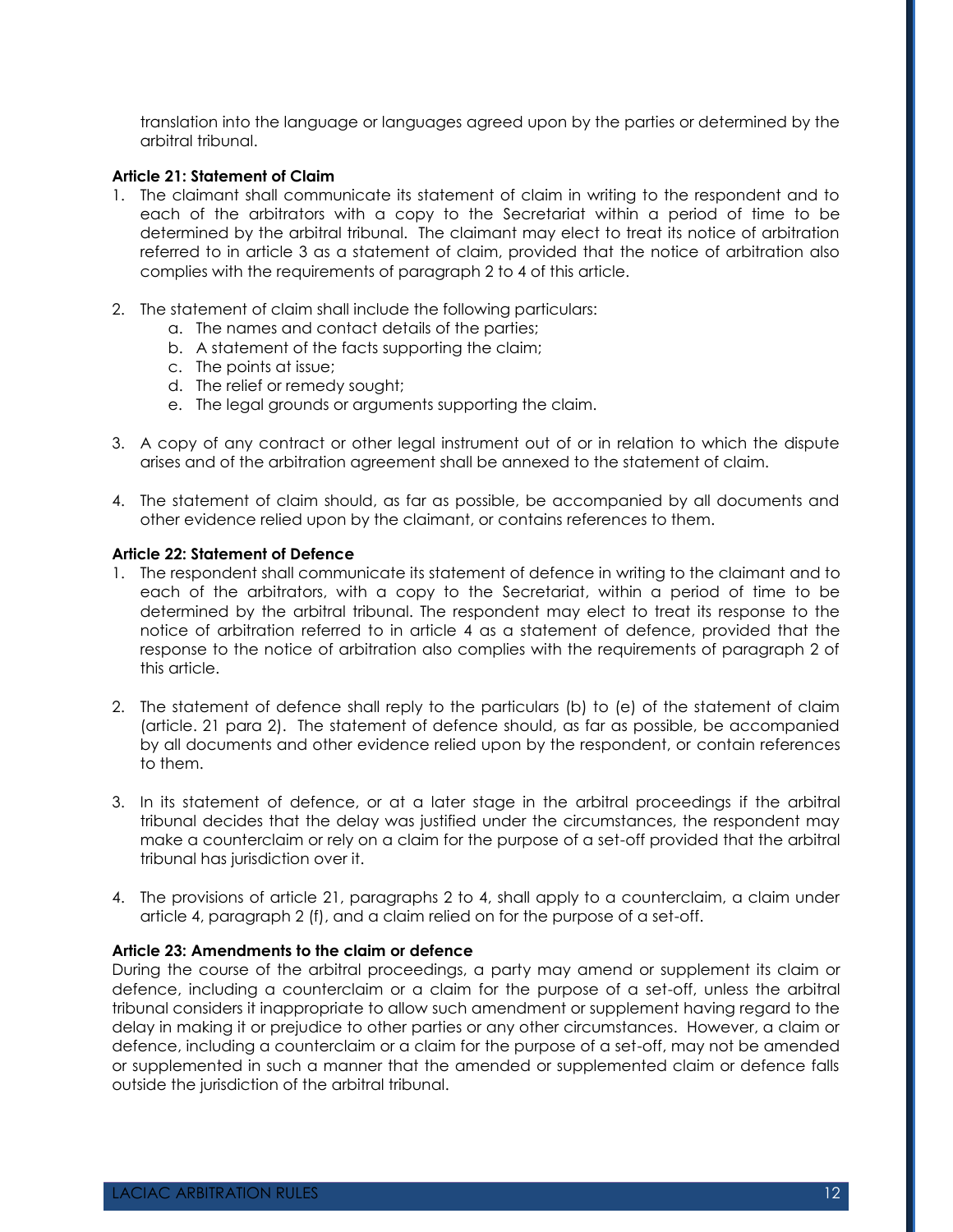translation into the language or languages agreed upon by the parties or determined by the arbitral tribunal.

**Article 21: Statement of Claim**

1. The claimant shall communicate its statement of claim in writing to the respondent and to each of the arbitrators with a copy to the Secretariat within a period of time to be determined by the arbitral tribunal. The claimant may elect to treat its notice of arbitration referred to in article 3 as a statement of claim, provided that the notice of arbitration also complies with the requirements of paragraph 2 to 4 of this article.

2. The statement of claim shall include the following particulars:
    a. The names and contact details of the parties;
    b. A statement of the facts supporting the claim;
    c. The points at issue;
    d. The relief or remedy sought;
    e. The legal grounds or arguments supporting the claim.

3. A copy of any contract or other legal instrument out of or in relation to which the dispute arises and of the arbitration agreement shall be annexed to the statement of claim.

4. The statement of claim should, as far as possible, be accompanied by all documents and other evidence relied upon by the claimant, or contains references to them.

**Article 22: Statement of Defence**

1. The respondent shall communicate its statement of defence in writing to the claimant and to each of the arbitrators, with a copy to the Secretariat, within a period of time to be determined by the arbitral tribunal. The respondent may elect to treat its response to the notice of arbitration referred to in article 4 as a statement of defence, provided that the response to the notice of arbitration also complies with the requirements of paragraph 2 of this article.

2. The statement of defence shall reply to the particulars (b) to (e) of the statement of claim (article. 21 para 2). The statement of defence should, as far as possible, be accompanied by all documents and other evidence relied upon by the respondent, or contain references to them.

3. In its statement of defence, or at a later stage in the arbitral proceedings if the arbitral tribunal decides that the delay was justified under the circumstances, the respondent may make a counterclaim or rely on a claim for the purpose of a set-off provided that the arbitral tribunal has jurisdiction over it.

4. The provisions of article 21, paragraphs 2 to 4, shall apply to a counterclaim, a claim under article 4, paragraph 2 (f), and a claim relied on for the purpose of a set-off.

**Article 23: Amendments to the claim or defence**

During the course of the arbitral proceedings, a party may amend or supplement its claim or defence, including a counterclaim or a claim for the purpose of a set-off, unless the arbitral tribunal considers it inappropriate to allow such amendment or supplement having regard to the delay in making it or prejudice to other parties or any other circumstances. However, a claim or defence, including a counterclaim or a claim for the purpose of a set-off, may not be amended or supplemented in such a manner that the amended or supplemented claim or defence falls outside the jurisdiction of the arbitral tribunal.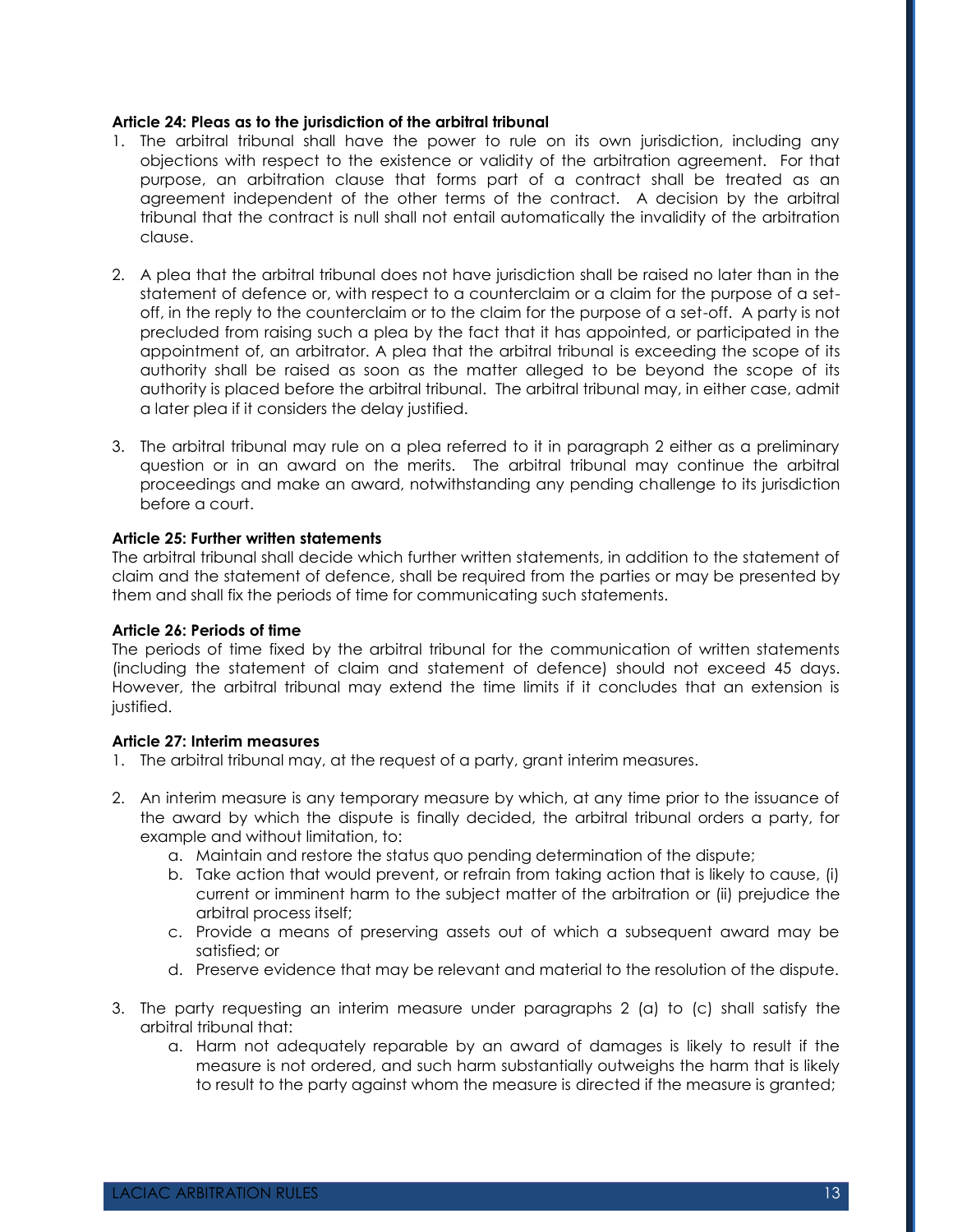**Article 24: Pleas as to the jurisdiction of the arbitral tribunal**

1. The arbitral tribunal shall have the power to rule on its own jurisdiction, including any objections with respect to the existence or validity of the arbitration agreement. For that purpose, an arbitration clause that forms part of a contract shall be treated as an agreement independent of the other terms of the contract. A decision by the arbitral tribunal that the contract is null shall not entail automatically the invalidity of the arbitration clause.

2. A plea that the arbitral tribunal does not have jurisdiction shall be raised no later than in the statement of defence or, with respect to a counterclaim or a claim for the purpose of a set-off, in the reply to the counterclaim or to the claim for the purpose of a set-off. A party is not precluded from raising such a plea by the fact that it has appointed, or participated in the appointment of, an arbitrator. A plea that the arbitral tribunal is exceeding the scope of its authority shall be raised as soon as the matter alleged to be beyond the scope of its authority is placed before the arbitral tribunal. The arbitral tribunal may, in either case, admit a later plea if it considers the delay justified.

3. The arbitral tribunal may rule on a plea referred to it in paragraph 2 either as a preliminary question or in an award on the merits. The arbitral tribunal may continue the arbitral proceedings and make an award, notwithstanding any pending challenge to its jurisdiction before a court.

**Article 25: Further written statements**

The arbitral tribunal shall decide which further written statements, in addition to the statement of claim and the statement of defence, shall be required from the parties or may be presented by them and shall fix the periods of time for communicating such statements.

**Article 26: Periods of time**

The periods of time fixed by the arbitral tribunal for the communication of written statements (including the statement of claim and statement of defence) should not exceed 45 days. However, the arbitral tribunal may extend the time limits if it concludes that an extension is justified.

**Article 27: Interim measures**

1. The arbitral tribunal may, at the request of a party, grant interim measures.

2. An interim measure is any temporary measure by which, at any time prior to the issuance of the award by which the dispute is finally decided, the arbitral tribunal orders a party, for example and without limitation, to:
   a. Maintain and restore the status quo pending determination of the dispute;
   b. Take action that would prevent, or refrain from taking action that is likely to cause, (i) current or imminent harm to the subject matter of the arbitration or (ii) prejudice the arbitral process itself;
   c. Provide a means of preserving assets out of which a subsequent award may be satisfied; or
   d. Preserve evidence that may be relevant and material to the resolution of the dispute.

3. The party requesting an interim measure under paragraphs 2 (a) to (c) shall satisfy the arbitral tribunal that:
   a. Harm not adequately reparable by an award of damages is likely to result if the measure is not ordered, and such harm substantially outweighs the harm that is likely to result to the party against whom the measure is directed if the measure is granted;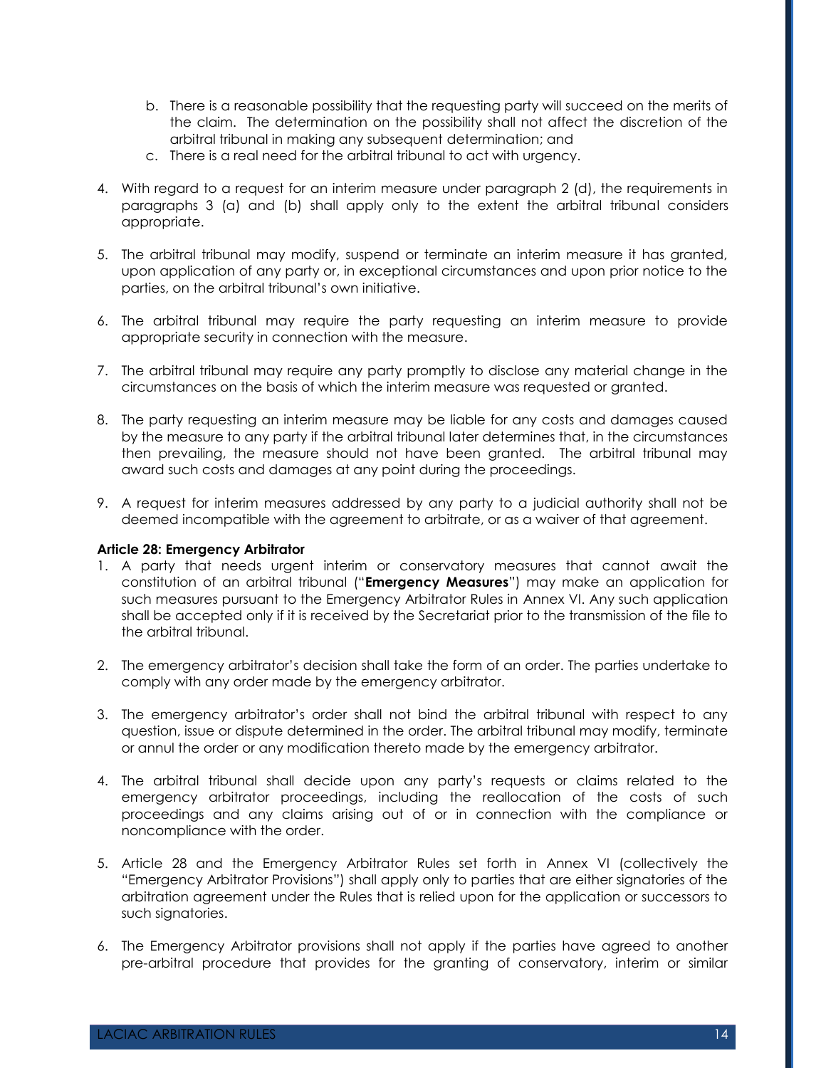b. There is a reasonable possibility that the requesting party will succeed on the merits of the claim. The determination on the possibility shall not affect the discretion of the arbitral tribunal in making any subsequent determination; and
c. There is a real need for the arbitral tribunal to act with urgency.

4. With regard to a request for an interim measure under paragraph 2 (d), the requirements in paragraphs 3 (a) and (b) shall apply only to the extent the arbitral tribunal considers appropriate.

5. The arbitral tribunal may modify, suspend or terminate an interim measure it has granted, upon application of any party or, in exceptional circumstances and upon prior notice to the parties, on the arbitral tribunal's own initiative.

6. The arbitral tribunal may require the party requesting an interim measure to provide appropriate security in connection with the measure.

7. The arbitral tribunal may require any party promptly to disclose any material change in the circumstances on the basis of which the interim measure was requested or granted.

8. The party requesting an interim measure may be liable for any costs and damages caused by the measure to any party if the arbitral tribunal later determines that, in the circumstances then prevailing, the measure should not have been granted. The arbitral tribunal may award such costs and damages at any point during the proceedings.

9. A request for interim measures addressed by any party to a judicial authority shall not be deemed incompatible with the agreement to arbitrate, or as a waiver of that agreement.

**Article 28: Emergency Arbitrator**

1. A party that needs urgent interim or conservatory measures that cannot await the constitution of an arbitral tribunal ("**Emergency Measures**") may make an application for such measures pursuant to the Emergency Arbitrator Rules in Annex VI. Any such application shall be accepted only if it is received by the Secretariat prior to the transmission of the file to the arbitral tribunal.

2. The emergency arbitrator's decision shall take the form of an order. The parties undertake to comply with any order made by the emergency arbitrator.

3. The emergency arbitrator's order shall not bind the arbitral tribunal with respect to any question, issue or dispute determined in the order. The arbitral tribunal may modify, terminate or annul the order or any modification thereto made by the emergency arbitrator.

4. The arbitral tribunal shall decide upon any party's requests or claims related to the emergency arbitrator proceedings, including the reallocation of the costs of such proceedings and any claims arising out of or in connection with the compliance or noncompliance with the order.

5. Article 28 and the Emergency Arbitrator Rules set forth in Annex VI (collectively the "Emergency Arbitrator Provisions") shall apply only to parties that are either signatories of the arbitration agreement under the Rules that is relied upon for the application or successors to such signatories.

6. The Emergency Arbitrator provisions shall not apply if the parties have agreed to another pre-arbitral procedure that provides for the granting of conservatory, interim or similar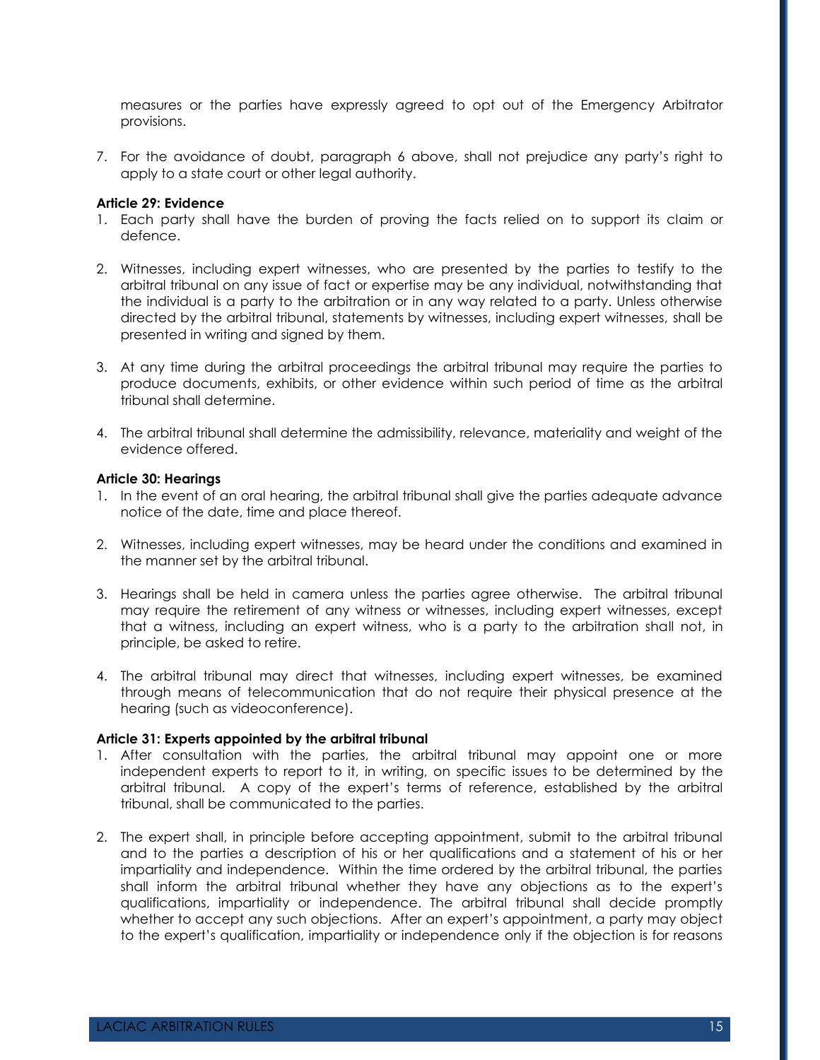measures or the parties have expressly agreed to opt out of the Emergency Arbitrator provisions.

7. For the avoidance of doubt, paragraph 6 above, shall not prejudice any party's right to apply to a state court or other legal authority.

**Article 29: Evidence**

1. Each party shall have the burden of proving the facts relied on to support its claim or defence.

2. Witnesses, including expert witnesses, who are presented by the parties to testify to the arbitral tribunal on any issue of fact or expertise may be any individual, notwithstanding that the individual is a party to the arbitration or in any way related to a party. Unless otherwise directed by the arbitral tribunal, statements by witnesses, including expert witnesses, shall be presented in writing and signed by them.

3. At any time during the arbitral proceedings the arbitral tribunal may require the parties to produce documents, exhibits, or other evidence within such period of time as the arbitral tribunal shall determine.

4. The arbitral tribunal shall determine the admissibility, relevance, materiality and weight of the evidence offered.

**Article 30: Hearings**

1. In the event of an oral hearing, the arbitral tribunal shall give the parties adequate advance notice of the date, time and place thereof.

2. Witnesses, including expert witnesses, may be heard under the conditions and examined in the manner set by the arbitral tribunal.

3. Hearings shall be held in camera unless the parties agree otherwise. The arbitral tribunal may require the retirement of any witness or witnesses, including expert witnesses, except that a witness, including an expert witness, who is a party to the arbitration shall not, in principle, be asked to retire.

4. The arbitral tribunal may direct that witnesses, including expert witnesses, be examined through means of telecommunication that do not require their physical presence at the hearing (such as videoconference).

**Article 31: Experts appointed by the arbitral tribunal**

1. After consultation with the parties, the arbitral tribunal may appoint one or more independent experts to report to it, in writing, on specific issues to be determined by the arbitral tribunal. A copy of the expert's terms of reference, established by the arbitral tribunal, shall be communicated to the parties.

2. The expert shall, in principle before accepting appointment, submit to the arbitral tribunal and to the parties a description of his or her qualifications and a statement of his or her impartiality and independence. Within the time ordered by the arbitral tribunal, the parties shall inform the arbitral tribunal whether they have any objections as to the expert's qualifications, impartiality or independence. The arbitral tribunal shall decide promptly whether to accept any such objections. After an expert's appointment, a party may object to the expert's qualification, impartiality or independence only if the objection is for reasons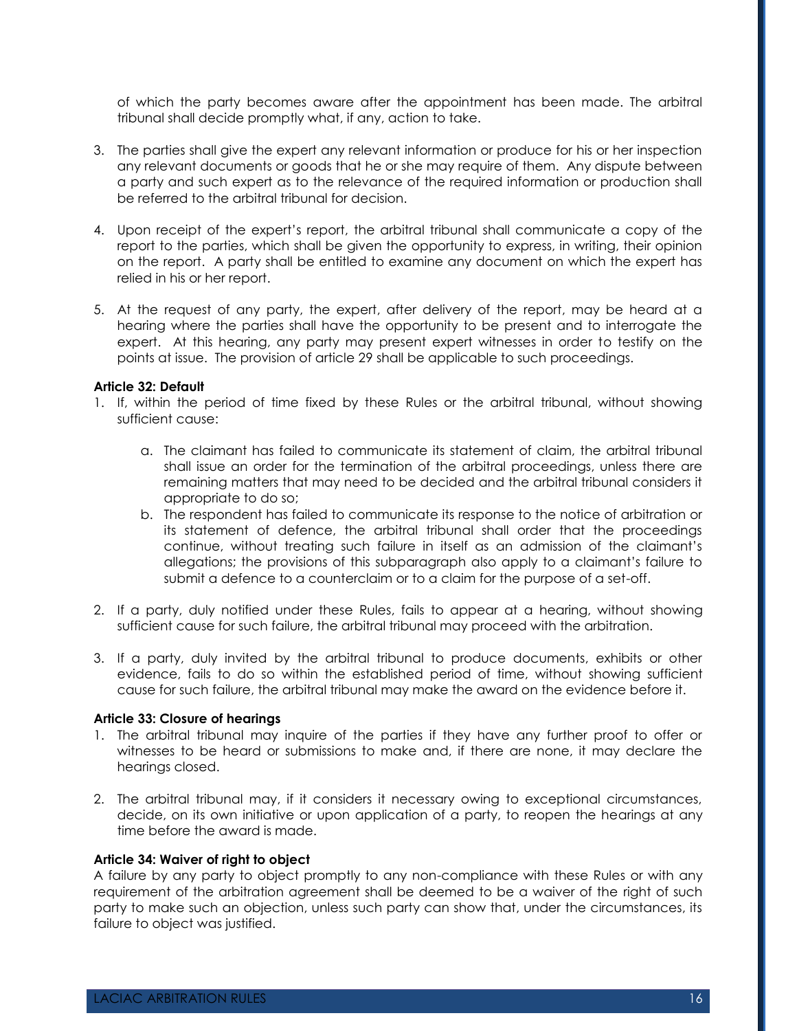of which the party becomes aware after the appointment has been made. The arbitral tribunal shall decide promptly what, if any, action to take.

3. The parties shall give the expert any relevant information or produce for his or her inspection any relevant documents or goods that he or she may require of them. Any dispute between a party and such expert as to the relevance of the required information or production shall be referred to the arbitral tribunal for decision.

4. Upon receipt of the expert's report, the arbitral tribunal shall communicate a copy of the report to the parties, which shall be given the opportunity to express, in writing, their opinion on the report. A party shall be entitled to examine any document on which the expert has relied in his or her report.

5. At the request of any party, the expert, after delivery of the report, may be heard at a hearing where the parties shall have the opportunity to be present and to interrogate the expert. At this hearing, any party may present expert witnesses in order to testify on the points at issue. The provision of article 29 shall be applicable to such proceedings.

**Article 32: Default**

1. If, within the period of time fixed by these Rules or the arbitral tribunal, without showing sufficient cause:

    a. The claimant has failed to communicate its statement of claim, the arbitral tribunal shall issue an order for the termination of the arbitral proceedings, unless there are remaining matters that may need to be decided and the arbitral tribunal considers it appropriate to do so;
    b. The respondent has failed to communicate its response to the notice of arbitration or its statement of defence, the arbitral tribunal shall order that the proceedings continue, without treating such failure in itself as an admission of the claimant's allegations; the provisions of this subparagraph also apply to a claimant's failure to submit a defence to a counterclaim or to a claim for the purpose of a set-off.

2. If a party, duly notified under these Rules, fails to appear at a hearing, without showing sufficient cause for such failure, the arbitral tribunal may proceed with the arbitration.

3. If a party, duly invited by the arbitral tribunal to produce documents, exhibits or other evidence, fails to do so within the established period of time, without showing sufficient cause for such failure, the arbitral tribunal may make the award on the evidence before it.

**Article 33: Closure of hearings**

1. The arbitral tribunal may inquire of the parties if they have any further proof to offer or witnesses to be heard or submissions to make and, if there are none, it may declare the hearings closed.

2. The arbitral tribunal may, if it considers it necessary owing to exceptional circumstances, decide, on its own initiative or upon application of a party, to reopen the hearings at any time before the award is made.

**Article 34: Waiver of right to object**

A failure by any party to object promptly to any non-compliance with these Rules or with any requirement of the arbitration agreement shall be deemed to be a waiver of the right of such party to make such an objection, unless such party can show that, under the circumstances, its failure to object was justified.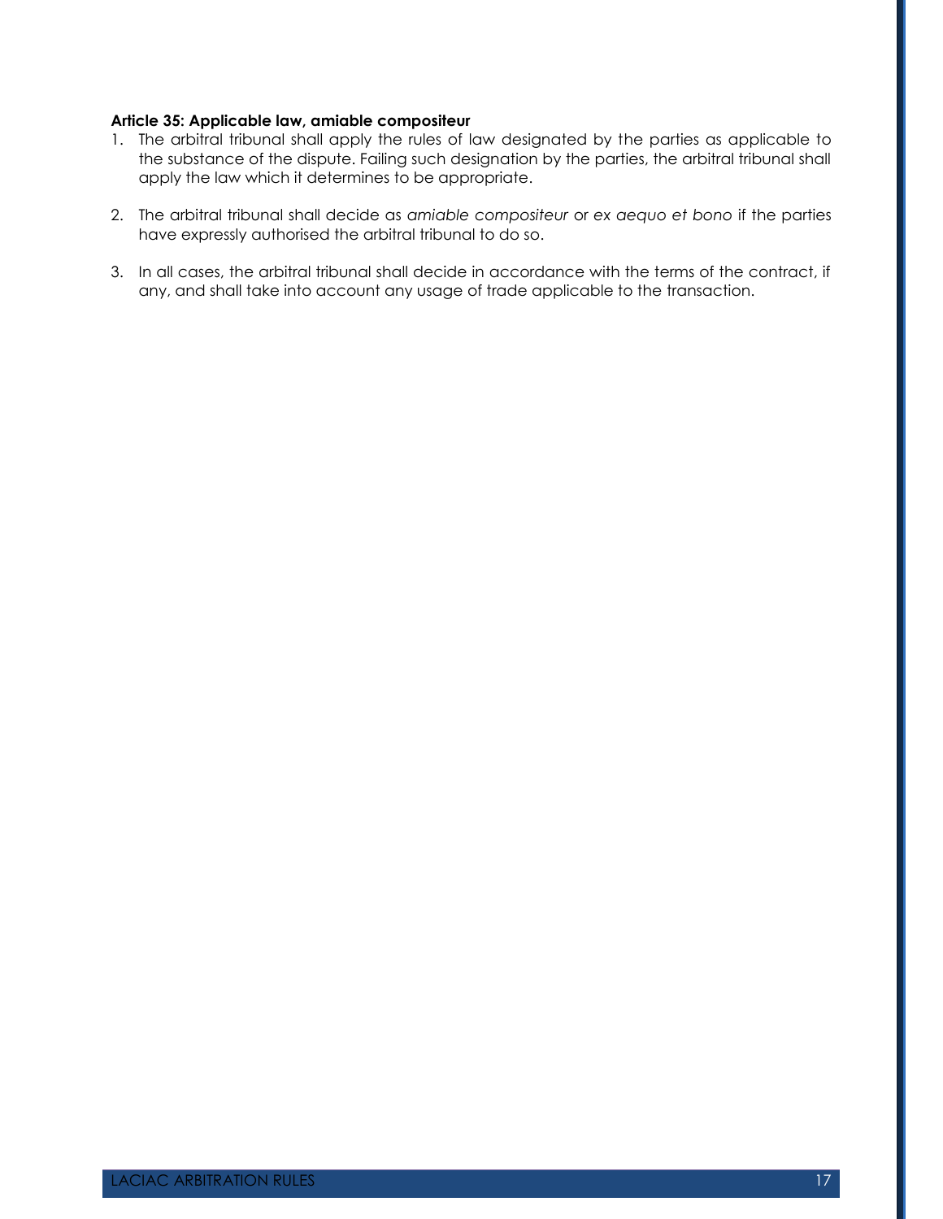**Article 35: Applicable law, amiable compositeur**

1. The arbitral tribunal shall apply the rules of law designated by the parties as applicable to the substance of the dispute. Failing such designation by the parties, the arbitral tribunal shall apply the law which it determines to be appropriate.

2. The arbitral tribunal shall decide as *amiable compositeur* or *ex aequo et bono* if the parties have expressly authorised the arbitral tribunal to do so.

3. In all cases, the arbitral tribunal shall decide in accordance with the terms of the contract, if any, and shall take into account any usage of trade applicable to the transaction.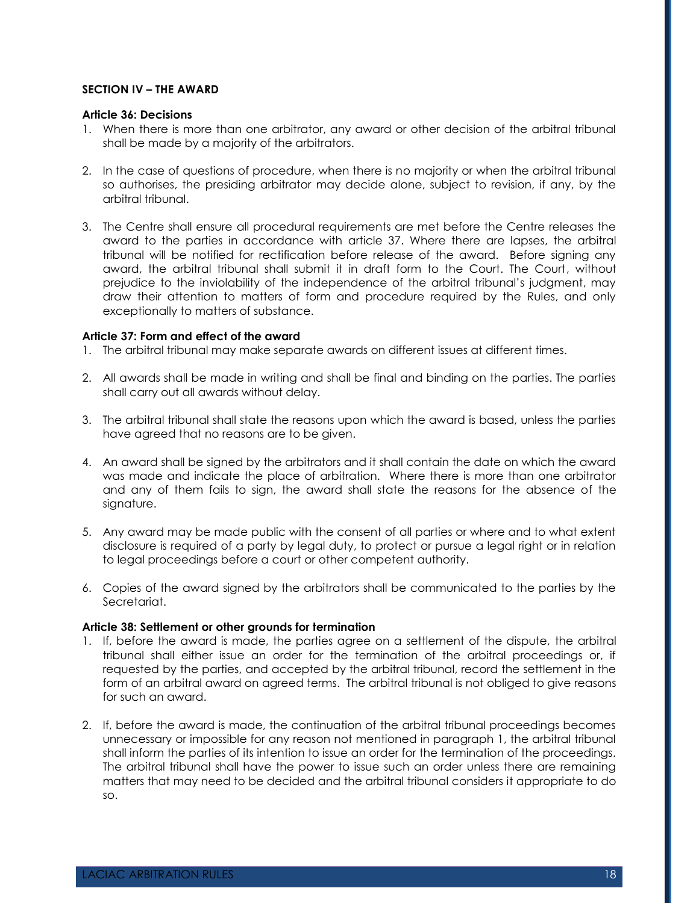## SECTION IV – THE AWARD

### Article 36: Decisions

1. When there is more than one arbitrator, any award or other decision of the arbitral tribunal shall be made by a majority of the arbitrators.

2. In the case of questions of procedure, when there is no majority or when the arbitral tribunal so authorises, the presiding arbitrator may decide alone, subject to revision, if any, by the arbitral tribunal.

3. The Centre shall ensure all procedural requirements are met before the Centre releases the award to the parties in accordance with article 37. Where there are lapses, the arbitral tribunal will be notified for rectification before release of the award. Before signing any award, the arbitral tribunal shall submit it in draft form to the Court. The Court, without prejudice to the inviolability of the independence of the arbitral tribunal's judgment, may draw their attention to matters of form and procedure required by the Rules, and only exceptionally to matters of substance.

### Article 37: Form and effect of the award

1. The arbitral tribunal may make separate awards on different issues at different times.

2. All awards shall be made in writing and shall be final and binding on the parties. The parties shall carry out all awards without delay.

3. The arbitral tribunal shall state the reasons upon which the award is based, unless the parties have agreed that no reasons are to be given.

4. An award shall be signed by the arbitrators and it shall contain the date on which the award was made and indicate the place of arbitration. Where there is more than one arbitrator and any of them fails to sign, the award shall state the reasons for the absence of the signature.

5. Any award may be made public with the consent of all parties or where and to what extent disclosure is required of a party by legal duty, to protect or pursue a legal right or in relation to legal proceedings before a court or other competent authority.

6. Copies of the award signed by the arbitrators shall be communicated to the parties by the Secretariat.

### Article 38: Settlement or other grounds for termination

1. If, before the award is made, the parties agree on a settlement of the dispute, the arbitral tribunal shall either issue an order for the termination of the arbitral proceedings or, if requested by the parties, and accepted by the arbitral tribunal, record the settlement in the form of an arbitral award on agreed terms. The arbitral tribunal is not obliged to give reasons for such an award.

2. If, before the award is made, the continuation of the arbitral tribunal proceedings becomes unnecessary or impossible for any reason not mentioned in paragraph 1, the arbitral tribunal shall inform the parties of its intention to issue an order for the termination of the proceedings. The arbitral tribunal shall have the power to issue such an order unless there are remaining matters that may need to be decided and the arbitral tribunal considers it appropriate to do so.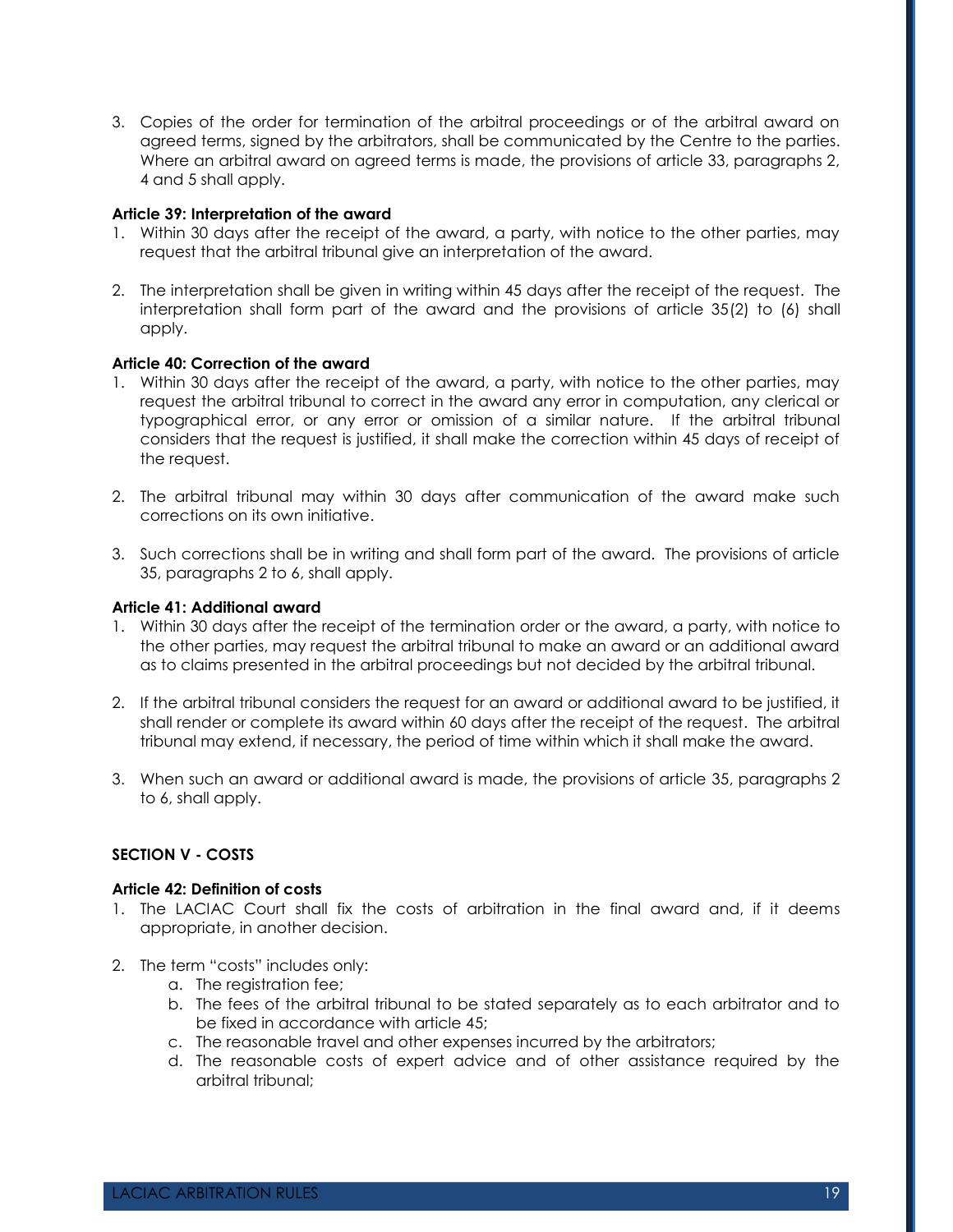3. Copies of the order for termination of the arbitral proceedings or of the arbitral award on agreed terms, signed by the arbitrators, shall be communicated by the Centre to the parties. Where an arbitral award on agreed terms is made, the provisions of article 33, paragraphs 2, 4 and 5 shall apply.

**Article 39: Interpretation of the award**

1. Within 30 days after the receipt of the award, a party, with notice to the other parties, may request that the arbitral tribunal give an interpretation of the award.

2. The interpretation shall be given in writing within 45 days after the receipt of the request. The interpretation shall form part of the award and the provisions of article 35(2) to (6) shall apply.

**Article 40: Correction of the award**

1. Within 30 days after the receipt of the award, a party, with notice to the other parties, may request the arbitral tribunal to correct in the award any error in computation, any clerical or typographical error, or any error or omission of a similar nature. If the arbitral tribunal considers that the request is justified, it shall make the correction within 45 days of receipt of the request.

2. The arbitral tribunal may within 30 days after communication of the award make such corrections on its own initiative.

3. Such corrections shall be in writing and shall form part of the award. The provisions of article 35, paragraphs 2 to 6, shall apply.

**Article 41: Additional award**

1. Within 30 days after the receipt of the termination order or the award, a party, with notice to the other parties, may request the arbitral tribunal to make an award or an additional award as to claims presented in the arbitral proceedings but not decided by the arbitral tribunal.

2. If the arbitral tribunal considers the request for an award or additional award to be justified, it shall render or complete its award within 60 days after the receipt of the request. The arbitral tribunal may extend, if necessary, the period of time within which it shall make the award.

3. When such an award or additional award is made, the provisions of article 35, paragraphs 2 to 6, shall apply.

## SECTION V - COSTS

**Article 42: Definition of costs**

1. The LACIAC Court shall fix the costs of arbitration in the final award and, if it deems appropriate, in another decision.

2. The term "costs" includes only:
    a. The registration fee;
    b. The fees of the arbitral tribunal to be stated separately as to each arbitrator and to be fixed in accordance with article 45;
    c. The reasonable travel and other expenses incurred by the arbitrators;
    d. The reasonable costs of expert advice and of other assistance required by the arbitral tribunal;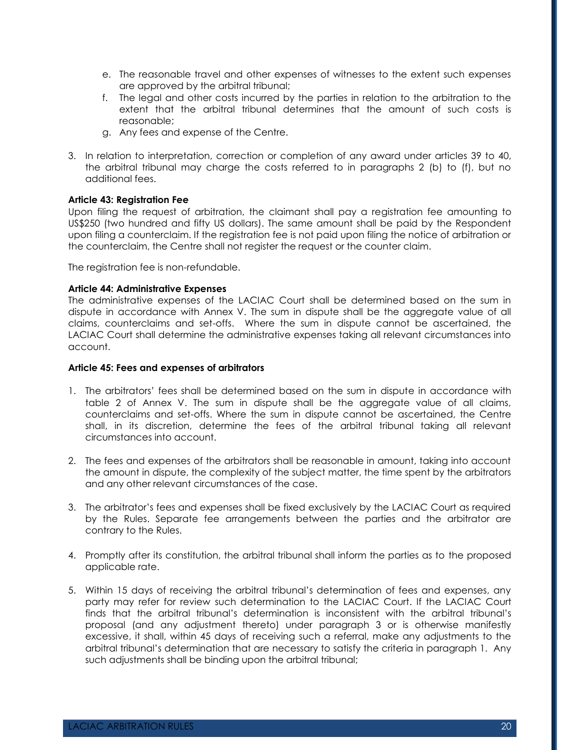e. The reasonable travel and other expenses of witnesses to the extent such expenses are approved by the arbitral tribunal;
   f. The legal and other costs incurred by the parties in relation to the arbitration to the extent that the arbitral tribunal determines that the amount of such costs is reasonable;
   g. Any fees and expense of the Centre.

3. In relation to interpretation, correction or completion of any award under articles 39 to 40, the arbitral tribunal may charge the costs referred to in paragraphs 2 (b) to (f), but no additional fees.

**Article 43: Registration Fee**

Upon filing the request of arbitration, the claimant shall pay a registration fee amounting to US$250 (two hundred and fifty US dollars). The same amount shall be paid by the Respondent upon filing a counterclaim. If the registration fee is not paid upon filing the notice of arbitration or the counterclaim, the Centre shall not register the request or the counter claim.

The registration fee is non-refundable.

**Article 44: Administrative Expenses**

The administrative expenses of the LACIAC Court shall be determined based on the sum in dispute in accordance with Annex V. The sum in dispute shall be the aggregate value of all claims, counterclaims and set-offs. Where the sum in dispute cannot be ascertained, the LACIAC Court shall determine the administrative expenses taking all relevant circumstances into account.

**Article 45: Fees and expenses of arbitrators**

1. The arbitrators' fees shall be determined based on the sum in dispute in accordance with table 2 of Annex V. The sum in dispute shall be the aggregate value of all claims, counterclaims and set-offs. Where the sum in dispute cannot be ascertained, the Centre shall, in its discretion, determine the fees of the arbitral tribunal taking all relevant circumstances into account.

2. The fees and expenses of the arbitrators shall be reasonable in amount, taking into account the amount in dispute, the complexity of the subject matter, the time spent by the arbitrators and any other relevant circumstances of the case.

3. The arbitrator's fees and expenses shall be fixed exclusively by the LACIAC Court as required by the Rules. Separate fee arrangements between the parties and the arbitrator are contrary to the Rules.

4. Promptly after its constitution, the arbitral tribunal shall inform the parties as to the proposed applicable rate.

5. Within 15 days of receiving the arbitral tribunal's determination of fees and expenses, any party may refer for review such determination to the LACIAC Court. If the LACIAC Court finds that the arbitral tribunal's determination is inconsistent with the arbitral tribunal's proposal (and any adjustment thereto) under paragraph 3 or is otherwise manifestly excessive, it shall, within 45 days of receiving such a referral, make any adjustments to the arbitral tribunal's determination that are necessary to satisfy the criteria in paragraph 1. Any such adjustments shall be binding upon the arbitral tribunal;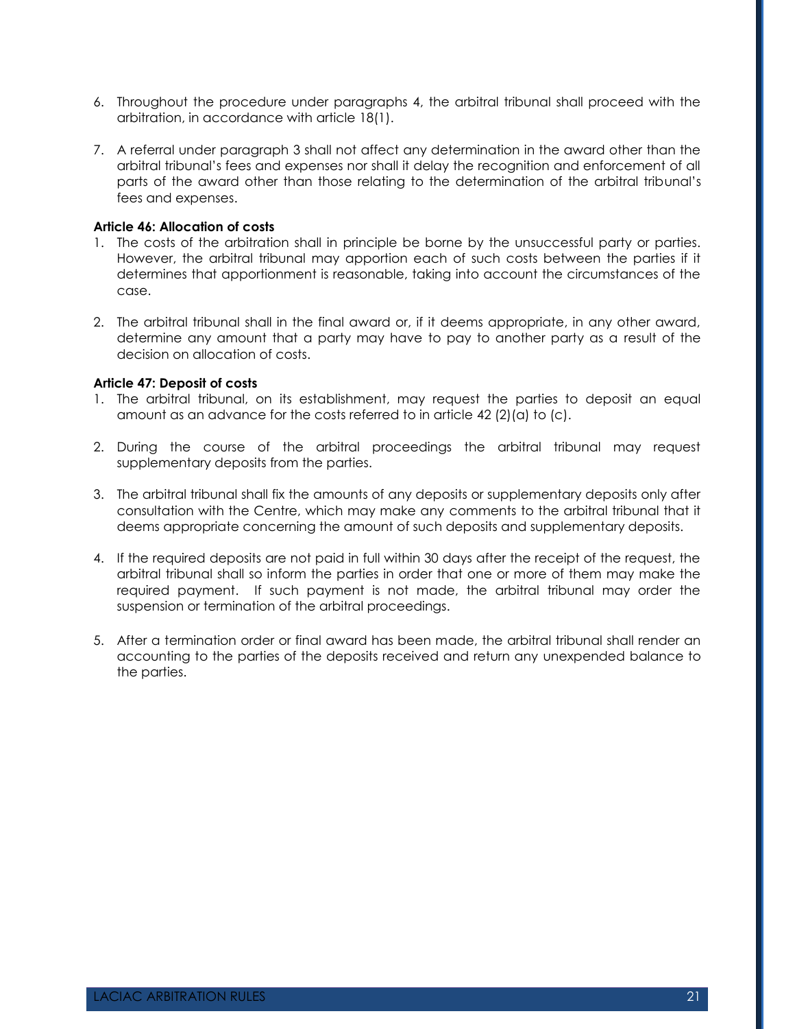6. Throughout the procedure under paragraphs 4, the arbitral tribunal shall proceed with the arbitration, in accordance with article 18(1).

7. A referral under paragraph 3 shall not affect any determination in the award other than the arbitral tribunal's fees and expenses nor shall it delay the recognition and enforcement of all parts of the award other than those relating to the determination of the arbitral tribunal's fees and expenses.

**Article 46: Allocation of costs**

1. The costs of the arbitration shall in principle be borne by the unsuccessful party or parties. However, the arbitral tribunal may apportion each of such costs between the parties if it determines that apportionment is reasonable, taking into account the circumstances of the case.

2. The arbitral tribunal shall in the final award or, if it deems appropriate, in any other award, determine any amount that a party may have to pay to another party as a result of the decision on allocation of costs.

**Article 47: Deposit of costs**

1. The arbitral tribunal, on its establishment, may request the parties to deposit an equal amount as an advance for the costs referred to in article 42 (2)(a) to (c).

2. During the course of the arbitral proceedings the arbitral tribunal may request supplementary deposits from the parties.

3. The arbitral tribunal shall fix the amounts of any deposits or supplementary deposits only after consultation with the Centre, which may make any comments to the arbitral tribunal that it deems appropriate concerning the amount of such deposits and supplementary deposits.

4. If the required deposits are not paid in full within 30 days after the receipt of the request, the arbitral tribunal shall so inform the parties in order that one or more of them may make the required payment. If such payment is not made, the arbitral tribunal may order the suspension or termination of the arbitral proceedings.

5. After a termination order or final award has been made, the arbitral tribunal shall render an accounting to the parties of the deposits received and return any unexpended balance to the parties.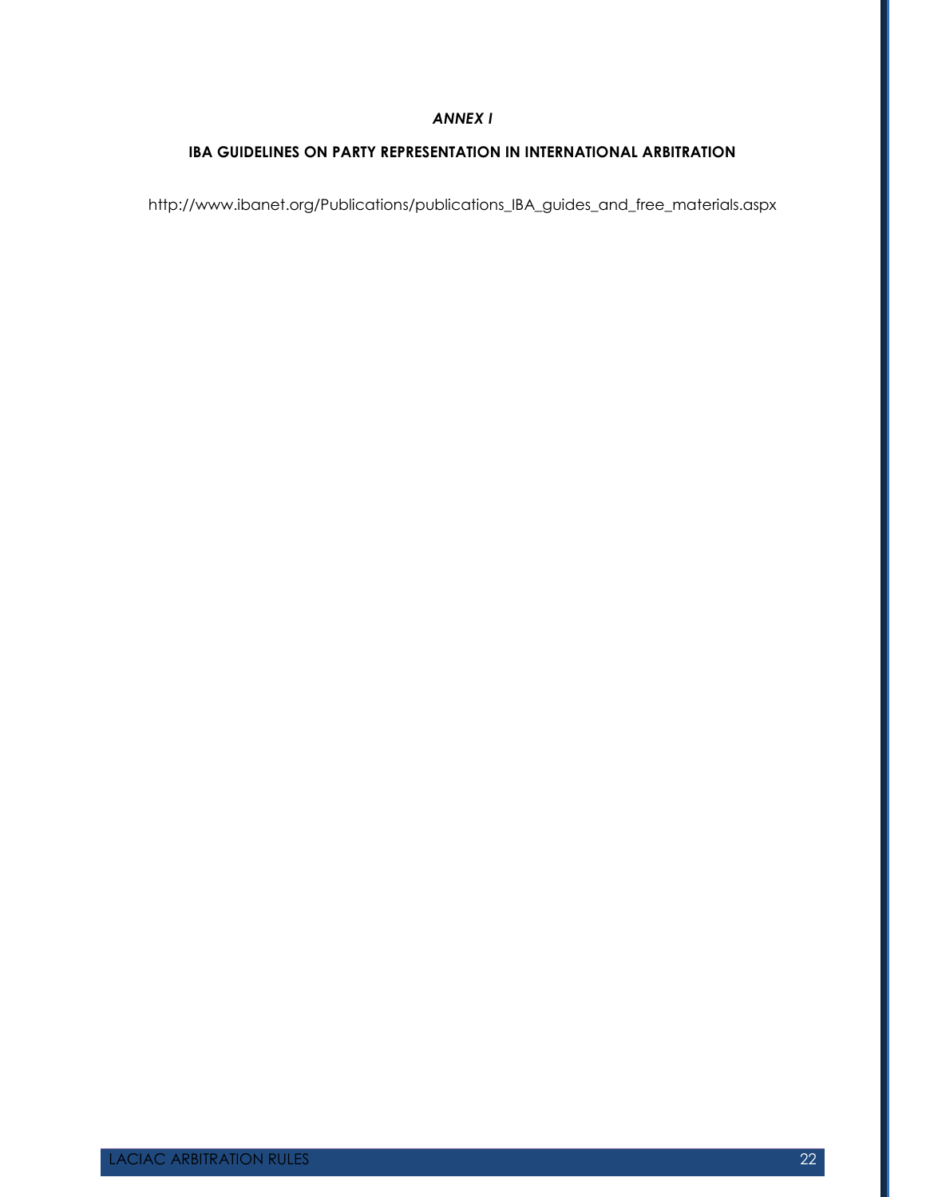***ANNEX I***

**IBA GUIDELINES ON PARTY REPRESENTATION IN INTERNATIONAL ARBITRATION**

http://www.ibanet.org/Publications/publications_IBA_guides_and_free_materials.aspx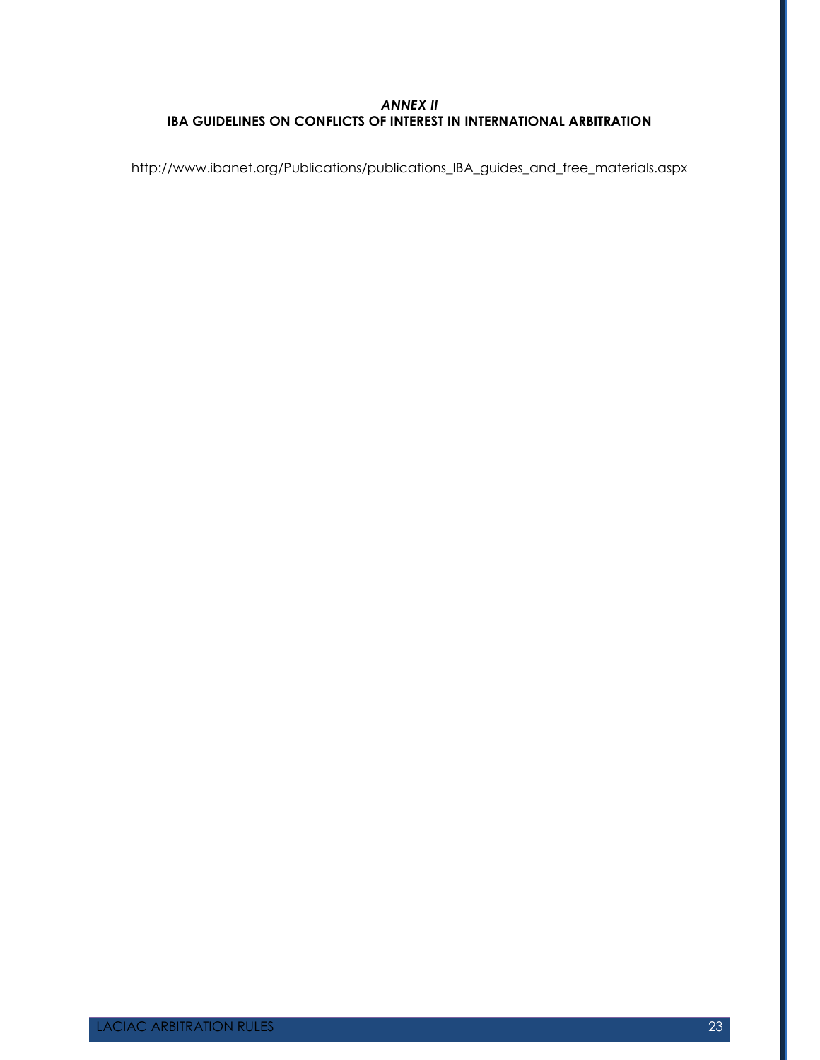***ANNEX II***

**IBA GUIDELINES ON CONFLICTS OF INTEREST IN INTERNATIONAL ARBITRATION**

http://www.ibanet.org/Publications/publications_IBA_guides_and_free_materials.aspx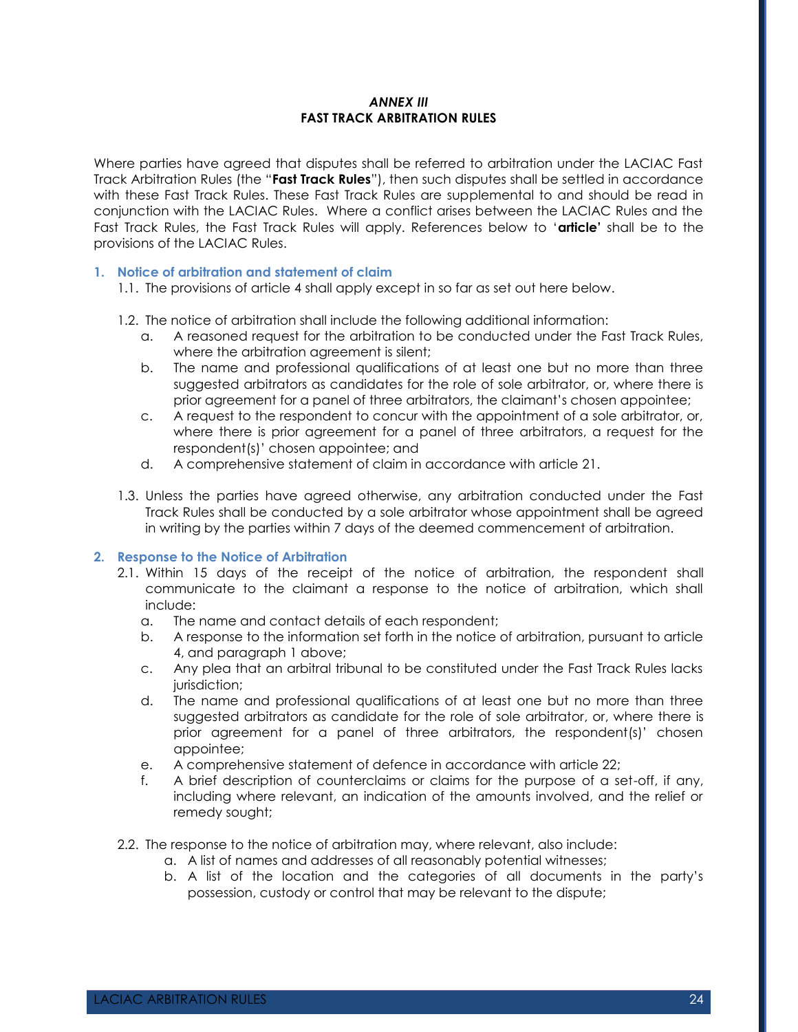***ANNEX III***
**FAST TRACK ARBITRATION RULES**

Where parties have agreed that disputes shall be referred to arbitration under the LACIAC Fast Track Arbitration Rules (the "**Fast Track Rules**"), then such disputes shall be settled in accordance with these Fast Track Rules. These Fast Track Rules are supplemental to and should be read in conjunction with the LACIAC Rules. Where a conflict arises between the LACIAC Rules and the Fast Track Rules, the Fast Track Rules will apply. References below to '**article**' shall be to the provisions of the LACIAC Rules.

## 1. Notice of arbitration and statement of claim

1.1. The provisions of article 4 shall apply except in so far as set out here below.

1.2. The notice of arbitration shall include the following additional information:

a. A reasoned request for the arbitration to be conducted under the Fast Track Rules, where the arbitration agreement is silent;

b. The name and professional qualifications of at least one but no more than three suggested arbitrators as candidates for the role of sole arbitrator, or, where there is prior agreement for a panel of three arbitrators, the claimant's chosen appointee;

c. A request to the respondent to concur with the appointment of a sole arbitrator, or, where there is prior agreement for a panel of three arbitrators, a request for the respondent(s)' chosen appointee; and

d. A comprehensive statement of claim in accordance with article 21.

1.3. Unless the parties have agreed otherwise, any arbitration conducted under the Fast Track Rules shall be conducted by a sole arbitrator whose appointment shall be agreed in writing by the parties within 7 days of the deemed commencement of arbitration.

## 2. Response to the Notice of Arbitration

2.1. Within 15 days of the receipt of the notice of arbitration, the respondent shall communicate to the claimant a response to the notice of arbitration, which shall include:

a. The name and contact details of each respondent;

b. A response to the information set forth in the notice of arbitration, pursuant to article 4, and paragraph 1 above;

c. Any plea that an arbitral tribunal to be constituted under the Fast Track Rules lacks jurisdiction;

d. The name and professional qualifications of at least one but no more than three suggested arbitrators as candidate for the role of sole arbitrator, or, where there is prior agreement for a panel of three arbitrators, the respondent(s)' chosen appointee;

e. A comprehensive statement of defence in accordance with article 22;

f. A brief description of counterclaims or claims for the purpose of a set-off, if any, including where relevant, an indication of the amounts involved, and the relief or remedy sought;

2.2. The response to the notice of arbitration may, where relevant, also include:

a. A list of names and addresses of all reasonably potential witnesses;

b. A list of the location and the categories of all documents in the party's possession, custody or control that may be relevant to the dispute;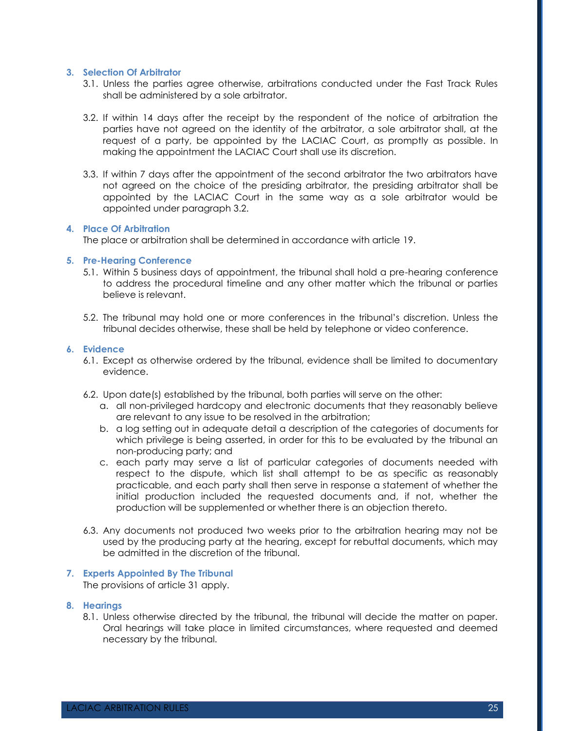### 3. Selection Of Arbitrator

3.1. Unless the parties agree otherwise, arbitrations conducted under the Fast Track Rules shall be administered by a sole arbitrator.

3.2. If within 14 days after the receipt by the respondent of the notice of arbitration the parties have not agreed on the identity of the arbitrator, a sole arbitrator shall, at the request of a party, be appointed by the LACIAC Court, as promptly as possible. In making the appointment the LACIAC Court shall use its discretion.

3.3. If within 7 days after the appointment of the second arbitrator the two arbitrators have not agreed on the choice of the presiding arbitrator, the presiding arbitrator shall be appointed by the LACIAC Court in the same way as a sole arbitrator would be appointed under paragraph 3.2.

### 4. Place Of Arbitration

The place or arbitration shall be determined in accordance with article 19.

### 5. Pre-Hearing Conference

5.1. Within 5 business days of appointment, the tribunal shall hold a pre-hearing conference to address the procedural timeline and any other matter which the tribunal or parties believe is relevant.

5.2. The tribunal may hold one or more conferences in the tribunal's discretion. Unless the tribunal decides otherwise, these shall be held by telephone or video conference.

### 6. Evidence

6.1. Except as otherwise ordered by the tribunal, evidence shall be limited to documentary evidence.

6.2. Upon date(s) established by the tribunal, both parties will serve on the other:

a. all non-privileged hardcopy and electronic documents that they reasonably believe are relevant to any issue to be resolved in the arbitration;

b. a log setting out in adequate detail a description of the categories of documents for which privilege is being asserted, in order for this to be evaluated by the tribunal an non-producing party; and

c. each party may serve a list of particular categories of documents needed with respect to the dispute, which list shall attempt to be as specific as reasonably practicable, and each party shall then serve in response a statement of whether the initial production included the requested documents and, if not, whether the production will be supplemented or whether there is an objection thereto.

6.3. Any documents not produced two weeks prior to the arbitration hearing may not be used by the producing party at the hearing, except for rebuttal documents, which may be admitted in the discretion of the tribunal.

### 7. Experts Appointed By The Tribunal

The provisions of article 31 apply.

### 8. Hearings

8.1. Unless otherwise directed by the tribunal, the tribunal will decide the matter on paper. Oral hearings will take place in limited circumstances, where requested and deemed necessary by the tribunal.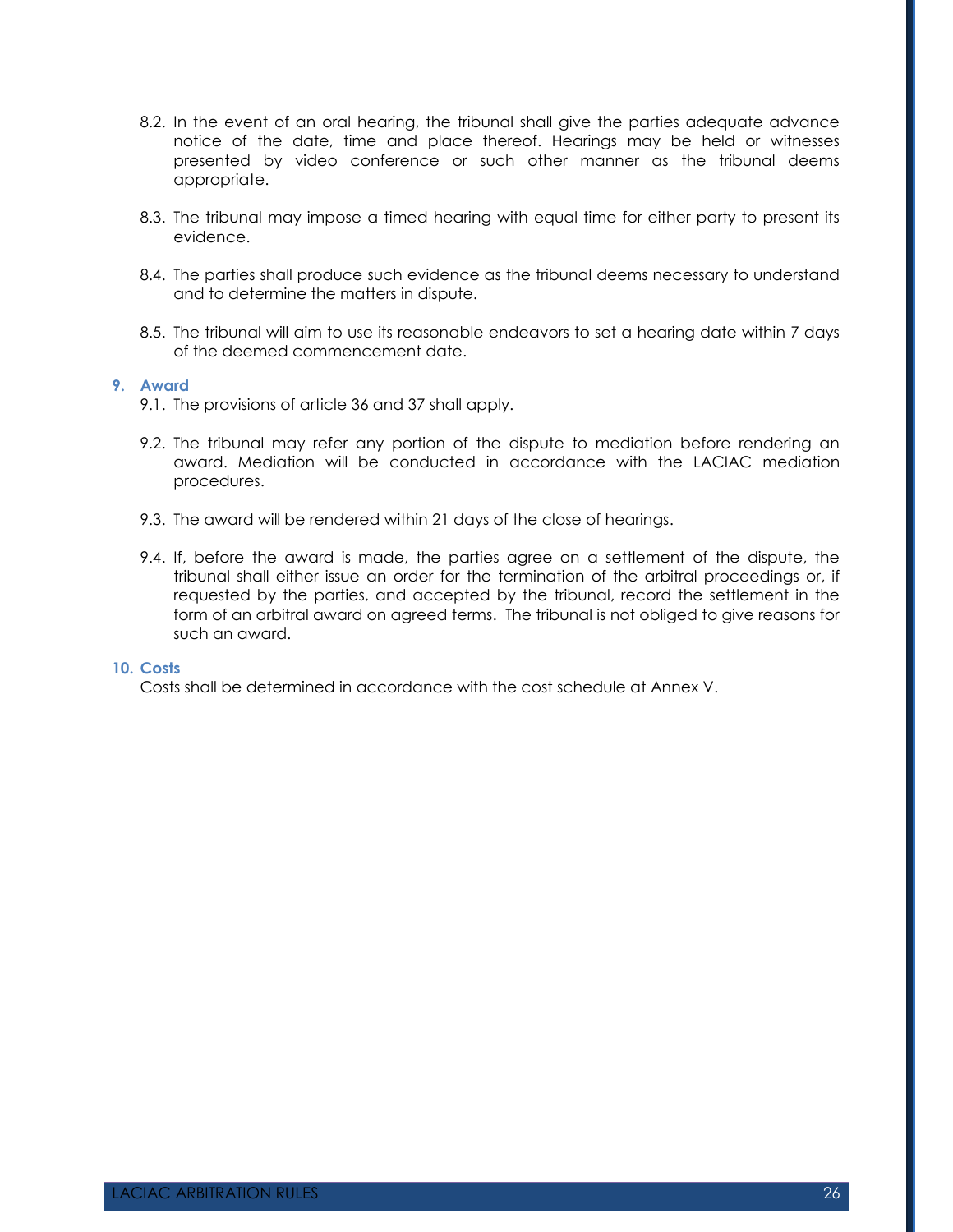8.2. In the event of an oral hearing, the tribunal shall give the parties adequate advance notice of the date, time and place thereof. Hearings may be held or witnesses presented by video conference or such other manner as the tribunal deems appropriate.

8.3. The tribunal may impose a timed hearing with equal time for either party to present its evidence.

8.4. The parties shall produce such evidence as the tribunal deems necessary to understand and to determine the matters in dispute.

8.5. The tribunal will aim to use its reasonable endeavors to set a hearing date within 7 days of the deemed commencement date.

### 9. Award

9.1. The provisions of article 36 and 37 shall apply.

9.2. The tribunal may refer any portion of the dispute to mediation before rendering an award. Mediation will be conducted in accordance with the LACIAC mediation procedures.

9.3. The award will be rendered within 21 days of the close of hearings.

9.4. If, before the award is made, the parties agree on a settlement of the dispute, the tribunal shall either issue an order for the termination of the arbitral proceedings or, if requested by the parties, and accepted by the tribunal, record the settlement in the form of an arbitral award on agreed terms. The tribunal is not obliged to give reasons for such an award.

### 10. Costs

Costs shall be determined in accordance with the cost schedule at Annex V.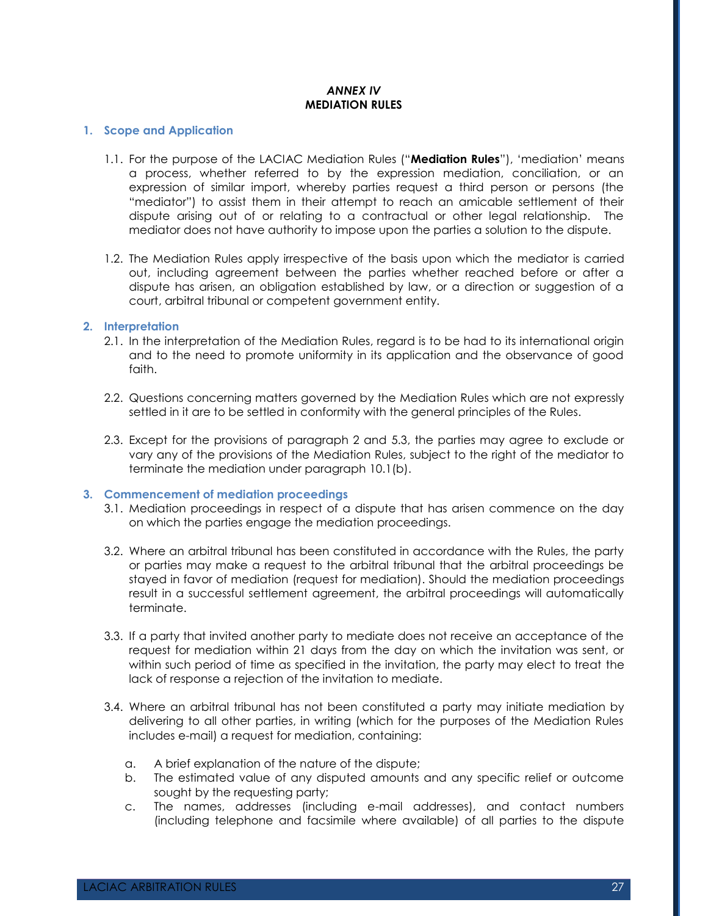*ANNEX IV*
**MEDIATION RULES**

## 1. Scope and Application

1.1. For the purpose of the LACIAC Mediation Rules ("**Mediation Rules**"), 'mediation' means a process, whether referred to by the expression mediation, conciliation, or an expression of similar import, whereby parties request a third person or persons (the "mediator") to assist them in their attempt to reach an amicable settlement of their dispute arising out of or relating to a contractual or other legal relationship. The mediator does not have authority to impose upon the parties a solution to the dispute.

1.2. The Mediation Rules apply irrespective of the basis upon which the mediator is carried out, including agreement between the parties whether reached before or after a dispute has arisen, an obligation established by law, or a direction or suggestion of a court, arbitral tribunal or competent government entity.

## 2. Interpretation

2.1. In the interpretation of the Mediation Rules, regard is to be had to its international origin and to the need to promote uniformity in its application and the observance of good faith.

2.2. Questions concerning matters governed by the Mediation Rules which are not expressly settled in it are to be settled in conformity with the general principles of the Rules.

2.3. Except for the provisions of paragraph 2 and 5.3, the parties may agree to exclude or vary any of the provisions of the Mediation Rules, subject to the right of the mediator to terminate the mediation under paragraph 10.1(b).

## 3. Commencement of mediation proceedings

3.1. Mediation proceedings in respect of a dispute that has arisen commence on the day on which the parties engage the mediation proceedings.

3.2. Where an arbitral tribunal has been constituted in accordance with the Rules, the party or parties may make a request to the arbitral tribunal that the arbitral proceedings be stayed in favor of mediation (request for mediation). Should the mediation proceedings result in a successful settlement agreement, the arbitral proceedings will automatically terminate.

3.3. If a party that invited another party to mediate does not receive an acceptance of the request for mediation within 21 days from the day on which the invitation was sent, or within such period of time as specified in the invitation, the party may elect to treat the lack of response a rejection of the invitation to mediate.

3.4. Where an arbitral tribunal has not been constituted a party may initiate mediation by delivering to all other parties, in writing (which for the purposes of the Mediation Rules includes e-mail) a request for mediation, containing:

a. A brief explanation of the nature of the dispute;
b. The estimated value of any disputed amounts and any specific relief or outcome sought by the requesting party;
c. The names, addresses (including e-mail addresses), and contact numbers (including telephone and facsimile where available) of all parties to the dispute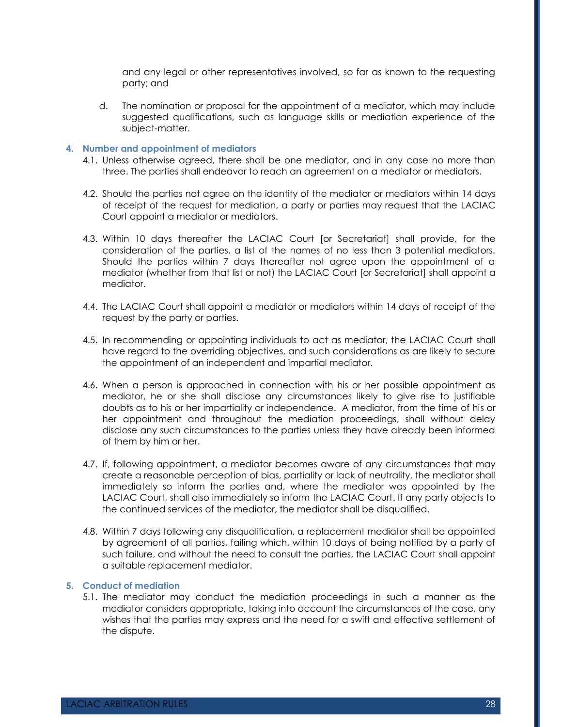and any legal or other representatives involved, so far as known to the requesting party; and

d. The nomination or proposal for the appointment of a mediator, which may include suggested qualifications, such as language skills or mediation experience of the subject-matter.

### 4. Number and appointment of mediators

4.1. Unless otherwise agreed, there shall be one mediator, and in any case no more than three. The parties shall endeavor to reach an agreement on a mediator or mediators.

4.2. Should the parties not agree on the identity of the mediator or mediators within 14 days of receipt of the request for mediation, a party or parties may request that the LACIAC Court appoint a mediator or mediators.

4.3. Within 10 days thereafter the LACIAC Court [or Secretariat] shall provide, for the consideration of the parties, a list of the names of no less than 3 potential mediators. Should the parties within 7 days thereafter not agree upon the appointment of a mediator (whether from that list or not) the LACIAC Court [or Secretariat] shall appoint a mediator.

4.4. The LACIAC Court shall appoint a mediator or mediators within 14 days of receipt of the request by the party or parties.

4.5. In recommending or appointing individuals to act as mediator, the LACIAC Court shall have regard to the overriding objectives, and such considerations as are likely to secure the appointment of an independent and impartial mediator.

4.6. When a person is approached in connection with his or her possible appointment as mediator, he or she shall disclose any circumstances likely to give rise to justifiable doubts as to his or her impartiality or independence. A mediator, from the time of his or her appointment and throughout the mediation proceedings, shall without delay disclose any such circumstances to the parties unless they have already been informed of them by him or her.

4.7. If, following appointment, a mediator becomes aware of any circumstances that may create a reasonable perception of bias, partiality or lack of neutrality, the mediator shall immediately so inform the parties and, where the mediator was appointed by the LACIAC Court, shall also immediately so inform the LACIAC Court. If any party objects to the continued services of the mediator, the mediator shall be disqualified.

4.8. Within 7 days following any disqualification, a replacement mediator shall be appointed by agreement of all parties, failing which, within 10 days of being notified by a party of such failure, and without the need to consult the parties, the LACIAC Court shall appoint a suitable replacement mediator.

### 5. Conduct of mediation

5.1. The mediator may conduct the mediation proceedings in such a manner as the mediator considers appropriate, taking into account the circumstances of the case, any wishes that the parties may express and the need for a swift and effective settlement of the dispute.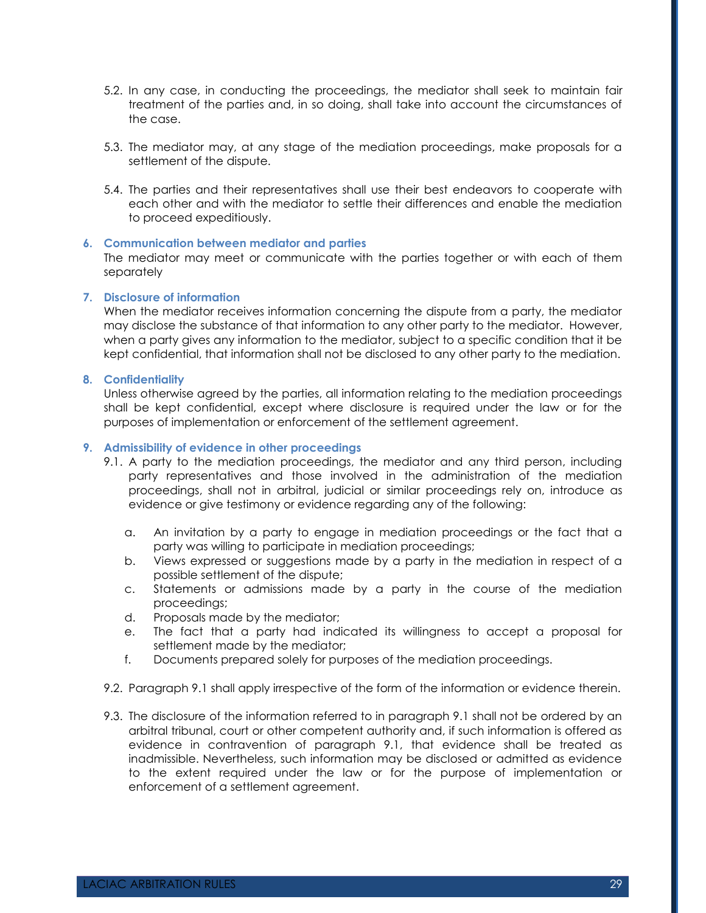5.2. In any case, in conducting the proceedings, the mediator shall seek to maintain fair treatment of the parties and, in so doing, shall take into account the circumstances of the case.

5.3. The mediator may, at any stage of the mediation proceedings, make proposals for a settlement of the dispute.

5.4. The parties and their representatives shall use their best endeavors to cooperate with each other and with the mediator to settle their differences and enable the mediation to proceed expeditiously.

### 6. Communication between mediator and parties

The mediator may meet or communicate with the parties together or with each of them separately

### 7. Disclosure of information

When the mediator receives information concerning the dispute from a party, the mediator may disclose the substance of that information to any other party to the mediator. However, when a party gives any information to the mediator, subject to a specific condition that it be kept confidential, that information shall not be disclosed to any other party to the mediation.

### 8. Confidentiality

Unless otherwise agreed by the parties, all information relating to the mediation proceedings shall be kept confidential, except where disclosure is required under the law or for the purposes of implementation or enforcement of the settlement agreement.

### 9. Admissibility of evidence in other proceedings

9.1. A party to the mediation proceedings, the mediator and any third person, including party representatives and those involved in the administration of the mediation proceedings, shall not in arbitral, judicial or similar proceedings rely on, introduce as evidence or give testimony or evidence regarding any of the following:

a. An invitation by a party to engage in mediation proceedings or the fact that a party was willing to participate in mediation proceedings;
b. Views expressed or suggestions made by a party in the mediation in respect of a possible settlement of the dispute;
c. Statements or admissions made by a party in the course of the mediation proceedings;
d. Proposals made by the mediator;
e. The fact that a party had indicated its willingness to accept a proposal for settlement made by the mediator;
f. Documents prepared solely for purposes of the mediation proceedings.

9.2. Paragraph 9.1 shall apply irrespective of the form of the information or evidence therein.

9.3. The disclosure of the information referred to in paragraph 9.1 shall not be ordered by an arbitral tribunal, court or other competent authority and, if such information is offered as evidence in contravention of paragraph 9.1, that evidence shall be treated as inadmissible. Nevertheless, such information may be disclosed or admitted as evidence to the extent required under the law or for the purpose of implementation or enforcement of a settlement agreement.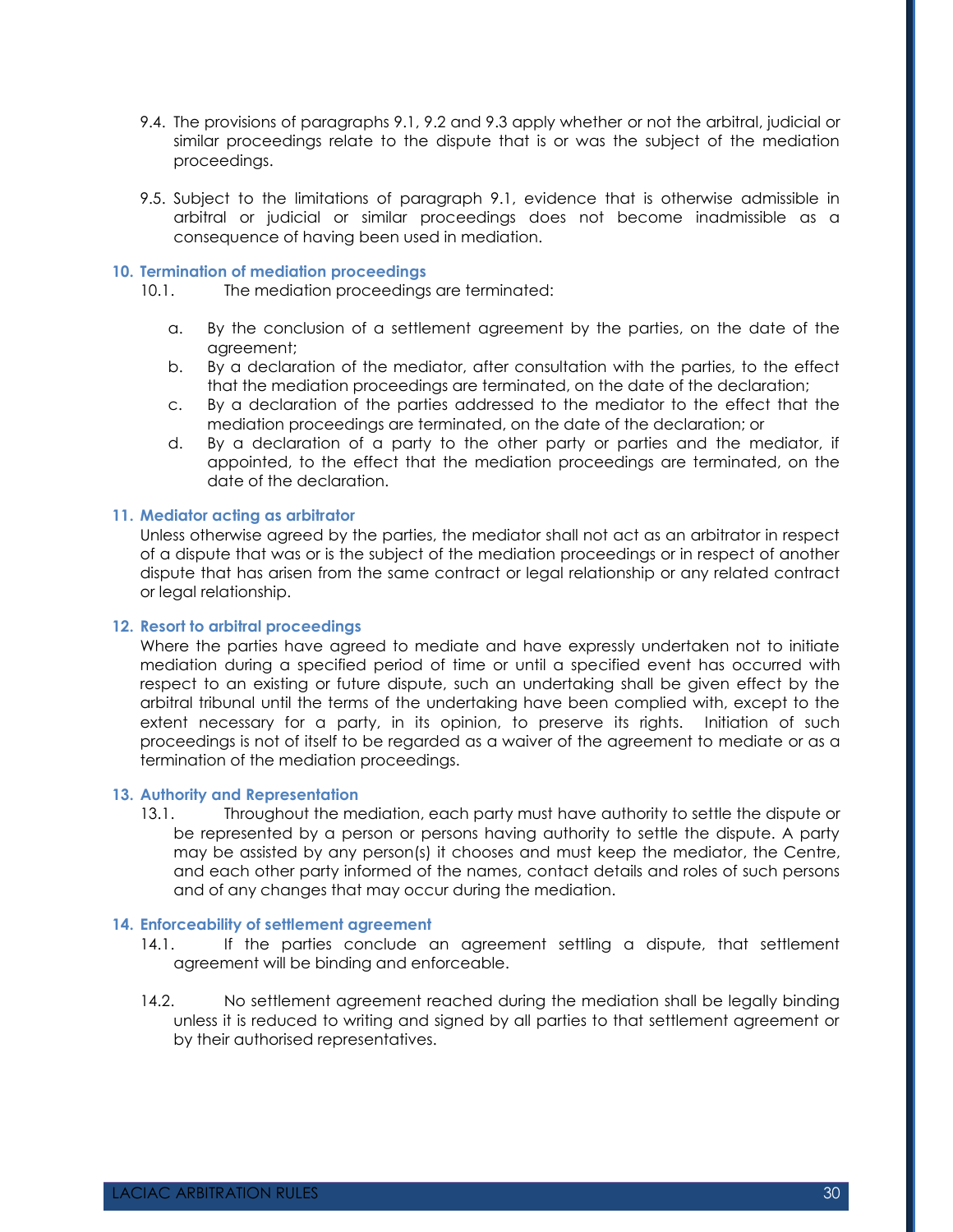9.4. The provisions of paragraphs 9.1, 9.2 and 9.3 apply whether or not the arbitral, judicial or similar proceedings relate to the dispute that is or was the subject of the mediation proceedings.

9.5. Subject to the limitations of paragraph 9.1, evidence that is otherwise admissible in arbitral or judicial or similar proceedings does not become inadmissible as a consequence of having been used in mediation.

## 10. Termination of mediation proceedings

10.1. The mediation proceedings are terminated:

a. By the conclusion of a settlement agreement by the parties, on the date of the agreement;
b. By a declaration of the mediator, after consultation with the parties, to the effect that the mediation proceedings are terminated, on the date of the declaration;
c. By a declaration of the parties addressed to the mediator to the effect that the mediation proceedings are terminated, on the date of the declaration; or
d. By a declaration of a party to the other party or parties and the mediator, if appointed, to the effect that the mediation proceedings are terminated, on the date of the declaration.

## 11. Mediator acting as arbitrator

Unless otherwise agreed by the parties, the mediator shall not act as an arbitrator in respect of a dispute that was or is the subject of the mediation proceedings or in respect of another dispute that has arisen from the same contract or legal relationship or any related contract or legal relationship.

## 12. Resort to arbitral proceedings

Where the parties have agreed to mediate and have expressly undertaken not to initiate mediation during a specified period of time or until a specified event has occurred with respect to an existing or future dispute, such an undertaking shall be given effect by the arbitral tribunal until the terms of the undertaking have been complied with, except to the extent necessary for a party, in its opinion, to preserve its rights. Initiation of such proceedings is not of itself to be regarded as a waiver of the agreement to mediate or as a termination of the mediation proceedings.

## 13. Authority and Representation

13.1. Throughout the mediation, each party must have authority to settle the dispute or be represented by a person or persons having authority to settle the dispute. A party may be assisted by any person(s) it chooses and must keep the mediator, the Centre, and each other party informed of the names, contact details and roles of such persons and of any changes that may occur during the mediation.

## 14. Enforceability of settlement agreement

14.1. If the parties conclude an agreement settling a dispute, that settlement agreement will be binding and enforceable.

14.2. No settlement agreement reached during the mediation shall be legally binding unless it is reduced to writing and signed by all parties to that settlement agreement or by their authorised representatives.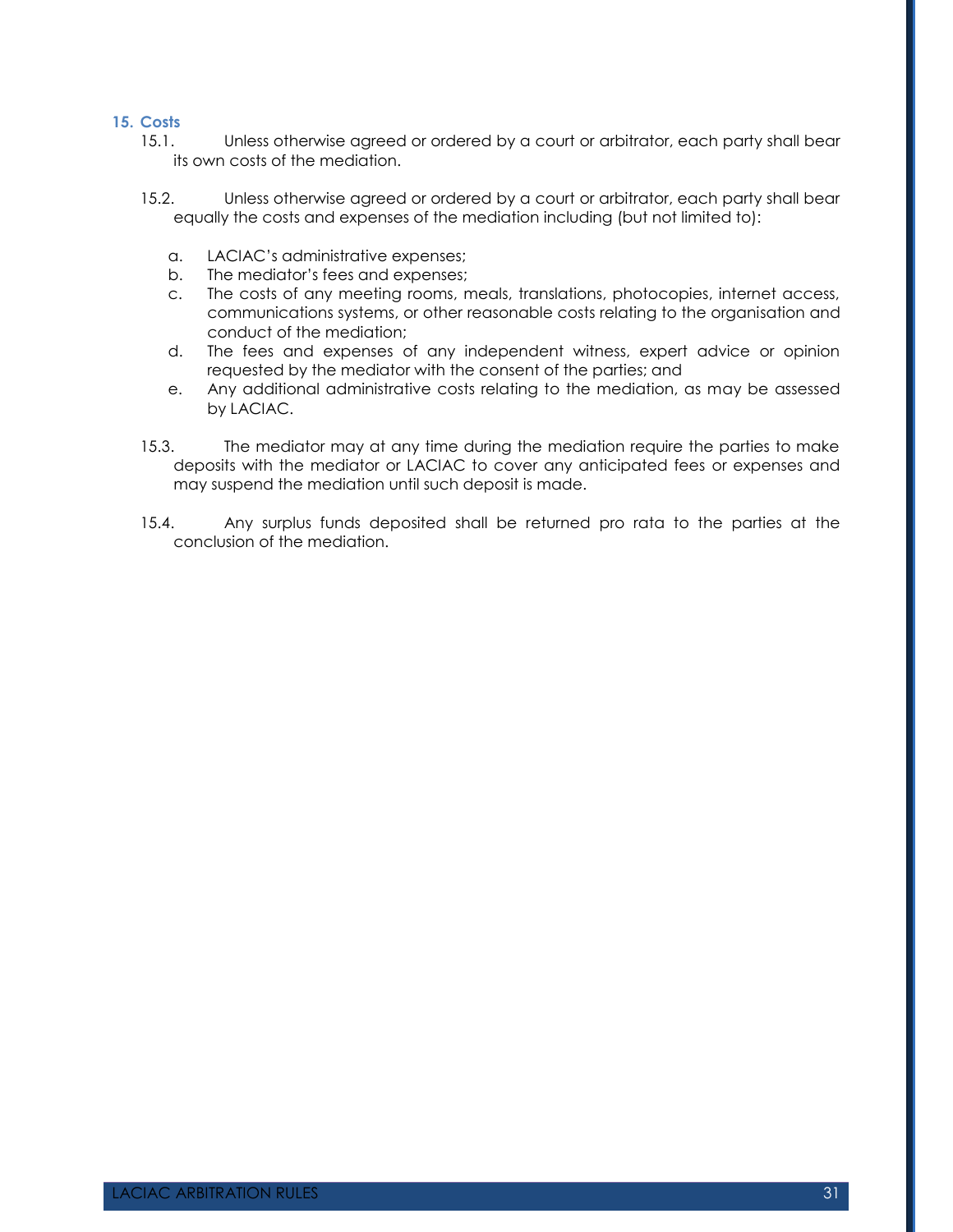### 15. Costs

15.1. Unless otherwise agreed or ordered by a court or arbitrator, each party shall bear its own costs of the mediation.

15.2. Unless otherwise agreed or ordered by a court or arbitrator, each party shall bear equally the costs and expenses of the mediation including (but not limited to):

a. LACIAC's administrative expenses;
b. The mediator's fees and expenses;
c. The costs of any meeting rooms, meals, translations, photocopies, internet access, communications systems, or other reasonable costs relating to the organisation and conduct of the mediation;
d. The fees and expenses of any independent witness, expert advice or opinion requested by the mediator with the consent of the parties; and
e. Any additional administrative costs relating to the mediation, as may be assessed by LACIAC.

15.3. The mediator may at any time during the mediation require the parties to make deposits with the mediator or LACIAC to cover any anticipated fees or expenses and may suspend the mediation until such deposit is made.

15.4. Any surplus funds deposited shall be returned pro rata to the parties at the conclusion of the mediation.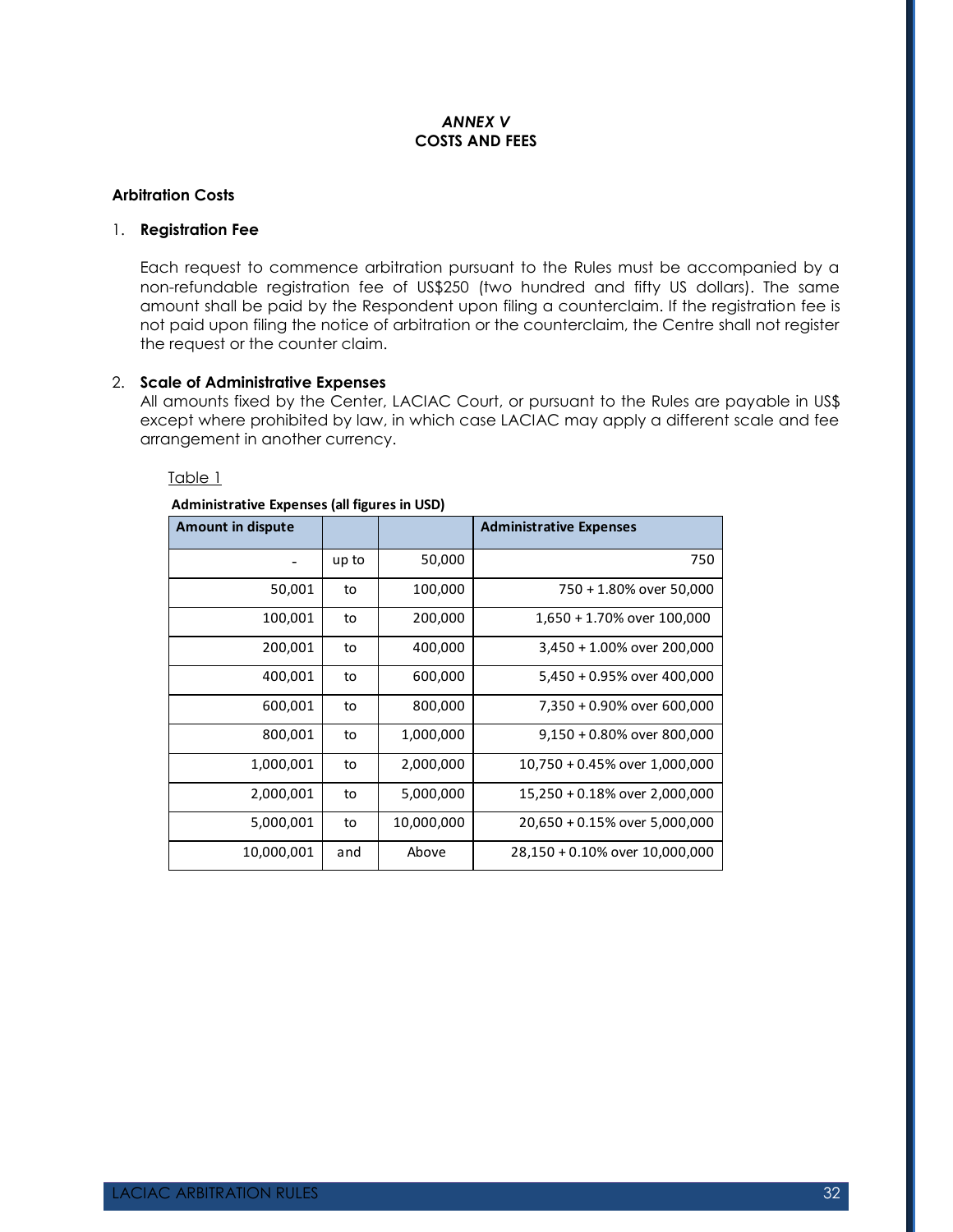*ANNEX V*
**COSTS AND FEES**

**Arbitration Costs**

1. **Registration Fee**

   Each request to commence arbitration pursuant to the Rules must be accompanied by a non-refundable registration fee of US$250 (two hundred and fifty US dollars). The same amount shall be paid by the Respondent upon filing a counterclaim. If the registration fee is not paid upon filing the notice of arbitration or the counterclaim, the Centre shall not register the request or the counter claim.

2. **Scale of Administrative Expenses**
   All amounts fixed by the Center, LACIAC Court, or pursuant to the Rules are payable in US$ except where prohibited by law, in which case LACIAC may apply a different scale and fee arrangement in another currency.

Table 1

**Administrative Expenses (all figures in USD)**

| Amount in dispute | | | Administrative Expenses |
|---|---|---|---|
| - | up to | 50,000 | 750 |
| 50,001 | to | 100,000 | 750 + 1.80% over 50,000 |
| 100,001 | to | 200,000 | 1,650 + 1.70% over 100,000 |
| 200,001 | to | 400,000 | 3,450 + 1.00% over 200,000 |
| 400,001 | to | 600,000 | 5,450 + 0.95% over 400,000 |
| 600,001 | to | 800,000 | 7,350 + 0.90% over 600,000 |
| 800,001 | to | 1,000,000 | 9,150 + 0.80% over 800,000 |
| 1,000,001 | to | 2,000,000 | 10,750 + 0.45% over 1,000,000 |
| 2,000,001 | to | 5,000,000 | 15,250 + 0.18% over 2,000,000 |
| 5,000,001 | to | 10,000,000 | 20,650 + 0.15% over 5,000,000 |
| 10,000,001 | and | Above | 28,150 + 0.10% over 10,000,000 |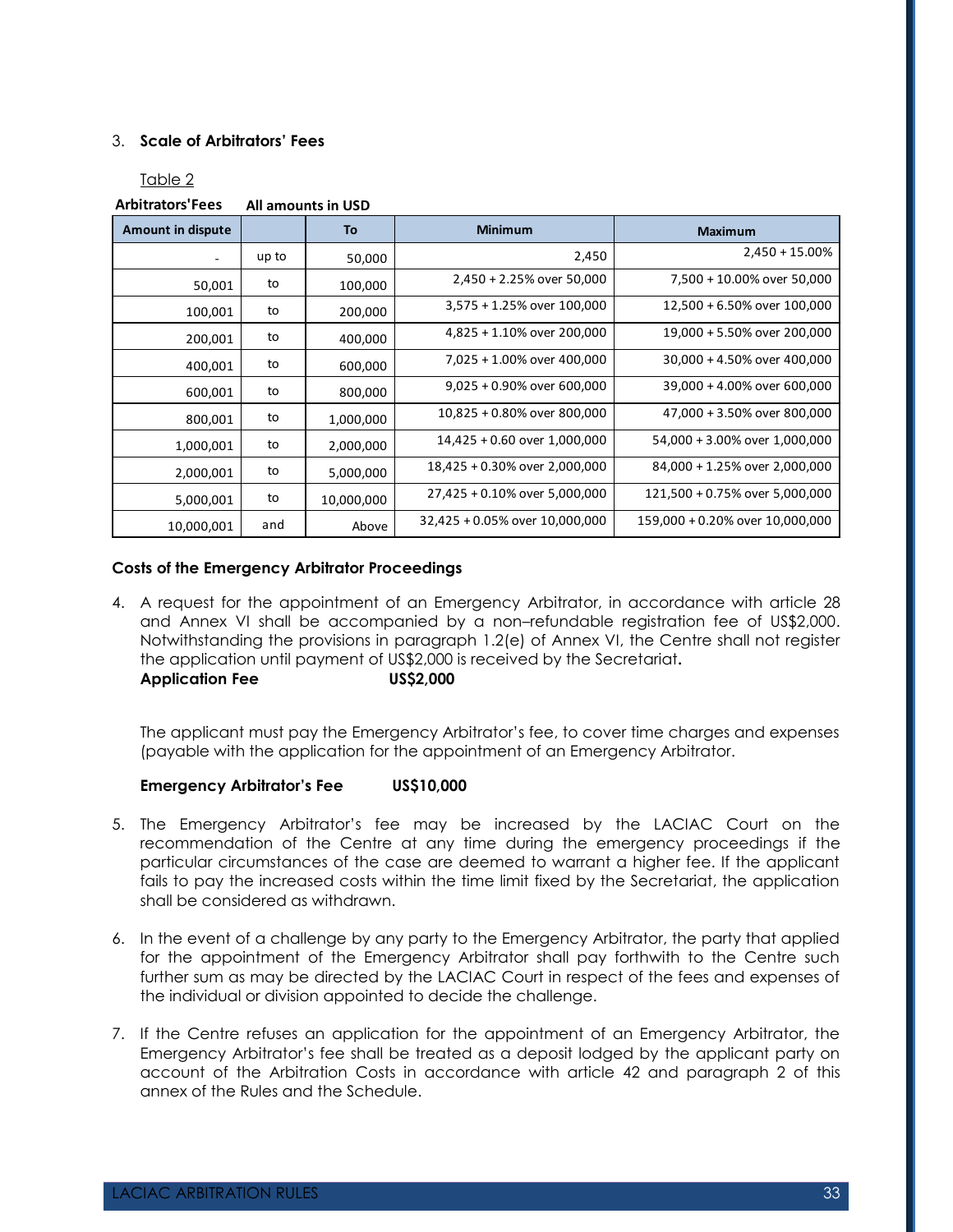3. **Scale of Arbitrators' Fees**

Table 2

**Arbitrators'Fees** **All amounts in USD**

| Amount in dispute | | To | Minimum | Maximum |
|---|---|---|---|---|
| - | up to | 50,000 | 2,450 | 2,450 + 15.00% |
| 50,001 | to | 100,000 | 2,450 + 2.25% over 50,000 | 7,500 + 10.00% over 50,000 |
| 100,001 | to | 200,000 | 3,575 + 1.25% over 100,000 | 12,500 + 6.50% over 100,000 |
| 200,001 | to | 400,000 | 4,825 + 1.10% over 200,000 | 19,000 + 5.50% over 200,000 |
| 400,001 | to | 600,000 | 7,025 + 1.00% over 400,000 | 30,000 + 4.50% over 400,000 |
| 600,001 | to | 800,000 | 9,025 + 0.90% over 600,000 | 39,000 + 4.00% over 600,000 |
| 800,001 | to | 1,000,000 | 10,825 + 0.80% over 800,000 | 47,000 + 3.50% over 800,000 |
| 1,000,001 | to | 2,000,000 | 14,425 + 0.60 over 1,000,000 | 54,000 + 3.00% over 1,000,000 |
| 2,000,001 | to | 5,000,000 | 18,425 + 0.30% over 2,000,000 | 84,000 + 1.25% over 2,000,000 |
| 5,000,001 | to | 10,000,000 | 27,425 + 0.10% over 5,000,000 | 121,500 + 0.75% over 5,000,000 |
| 10,000,001 | and | Above | 32,425 + 0.05% over 10,000,000 | 159,000 + 0.20% over 10,000,000 |

**Costs of the Emergency Arbitrator Proceedings**

4. A request for the appointment of an Emergency Arbitrator, in accordance with article 28 and Annex VI shall be accompanied by a non–refundable registration fee of US$2,000. Notwithstanding the provisions in paragraph 1.2(e) of Annex VI, the Centre shall not register the application until payment of US$2,000 is received by the Secretariat**.**
   **Application Fee** **US$2,000**

   The applicant must pay the Emergency Arbitrator's fee, to cover time charges and expenses (payable with the application for the appointment of an Emergency Arbitrator.

   **Emergency Arbitrator's Fee** **US$10,000**

5. The Emergency Arbitrator's fee may be increased by the LACIAC Court on the recommendation of the Centre at any time during the emergency proceedings if the particular circumstances of the case are deemed to warrant a higher fee. If the applicant fails to pay the increased costs within the time limit fixed by the Secretariat, the application shall be considered as withdrawn.

6. In the event of a challenge by any party to the Emergency Arbitrator, the party that applied for the appointment of the Emergency Arbitrator shall pay forthwith to the Centre such further sum as may be directed by the LACIAC Court in respect of the fees and expenses of the individual or division appointed to decide the challenge.

7. If the Centre refuses an application for the appointment of an Emergency Arbitrator, the Emergency Arbitrator's fee shall be treated as a deposit lodged by the applicant party on account of the Arbitration Costs in accordance with article 42 and paragraph 2 of this annex of the Rules and the Schedule.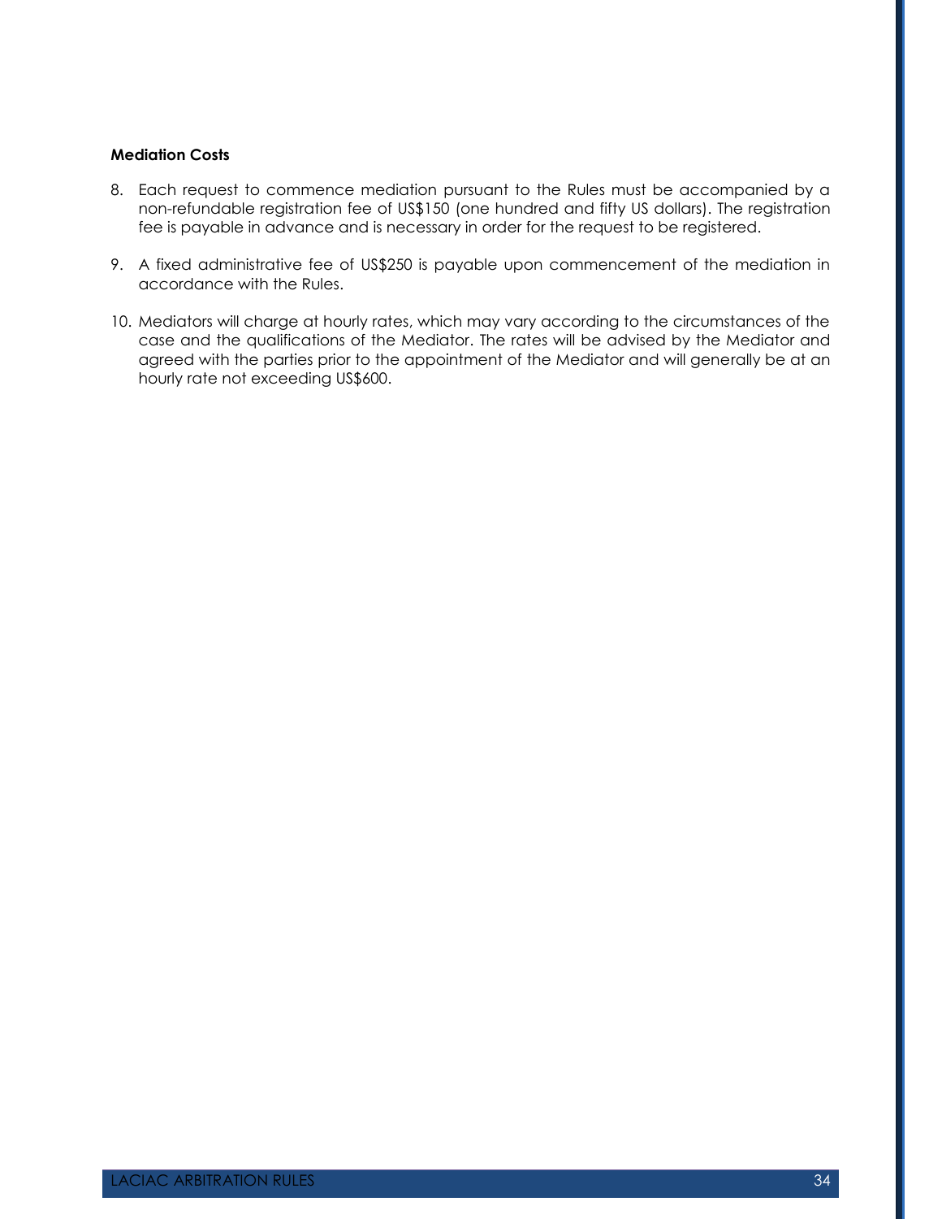**Mediation Costs**

8. Each request to commence mediation pursuant to the Rules must be accompanied by a non-refundable registration fee of US$150 (one hundred and fifty US dollars). The registration fee is payable in advance and is necessary in order for the request to be registered.

9. A fixed administrative fee of US$250 is payable upon commencement of the mediation in accordance with the Rules.

10. Mediators will charge at hourly rates, which may vary according to the circumstances of the case and the qualifications of the Mediator. The rates will be advised by the Mediator and agreed with the parties prior to the appointment of the Mediator and will generally be at an hourly rate not exceeding US$600.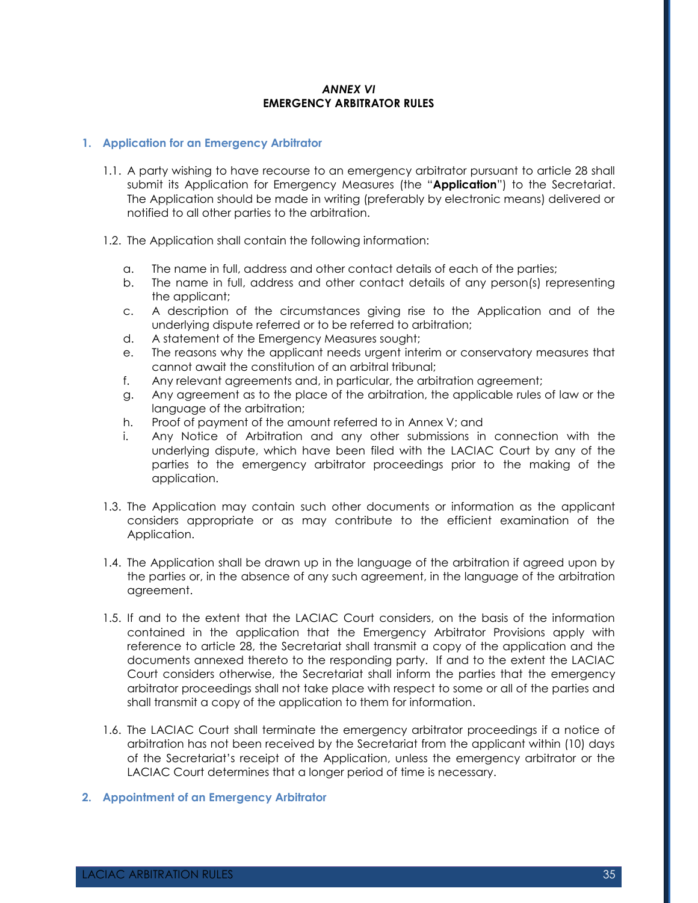*ANNEX VI*

**EMERGENCY ARBITRATOR RULES**

## 1. Application for an Emergency Arbitrator

1.1. A party wishing to have recourse to an emergency arbitrator pursuant to article 28 shall submit its Application for Emergency Measures (the "**Application**") to the Secretariat. The Application should be made in writing (preferably by electronic means) delivered or notified to all other parties to the arbitration.

1.2. The Application shall contain the following information:

a. The name in full, address and other contact details of each of the parties;
b. The name in full, address and other contact details of any person(s) representing the applicant;
c. A description of the circumstances giving rise to the Application and of the underlying dispute referred or to be referred to arbitration;
d. A statement of the Emergency Measures sought;
e. The reasons why the applicant needs urgent interim or conservatory measures that cannot await the constitution of an arbitral tribunal;
f. Any relevant agreements and, in particular, the arbitration agreement;
g. Any agreement as to the place of the arbitration, the applicable rules of law or the language of the arbitration;
h. Proof of payment of the amount referred to in Annex V; and
i. Any Notice of Arbitration and any other submissions in connection with the underlying dispute, which have been filed with the LACIAC Court by any of the parties to the emergency arbitrator proceedings prior to the making of the application.

1.3. The Application may contain such other documents or information as the applicant considers appropriate or as may contribute to the efficient examination of the Application.

1.4. The Application shall be drawn up in the language of the arbitration if agreed upon by the parties or, in the absence of any such agreement, in the language of the arbitration agreement.

1.5. If and to the extent that the LACIAC Court considers, on the basis of the information contained in the application that the Emergency Arbitrator Provisions apply with reference to article 28, the Secretariat shall transmit a copy of the application and the documents annexed thereto to the responding party. If and to the extent the LACIAC Court considers otherwise, the Secretariat shall inform the parties that the emergency arbitrator proceedings shall not take place with respect to some or all of the parties and shall transmit a copy of the application to them for information.

1.6. The LACIAC Court shall terminate the emergency arbitrator proceedings if a notice of arbitration has not been received by the Secretariat from the applicant within (10) days of the Secretariat's receipt of the Application, unless the emergency arbitrator or the LACIAC Court determines that a longer period of time is necessary.

## 2. Appointment of an Emergency Arbitrator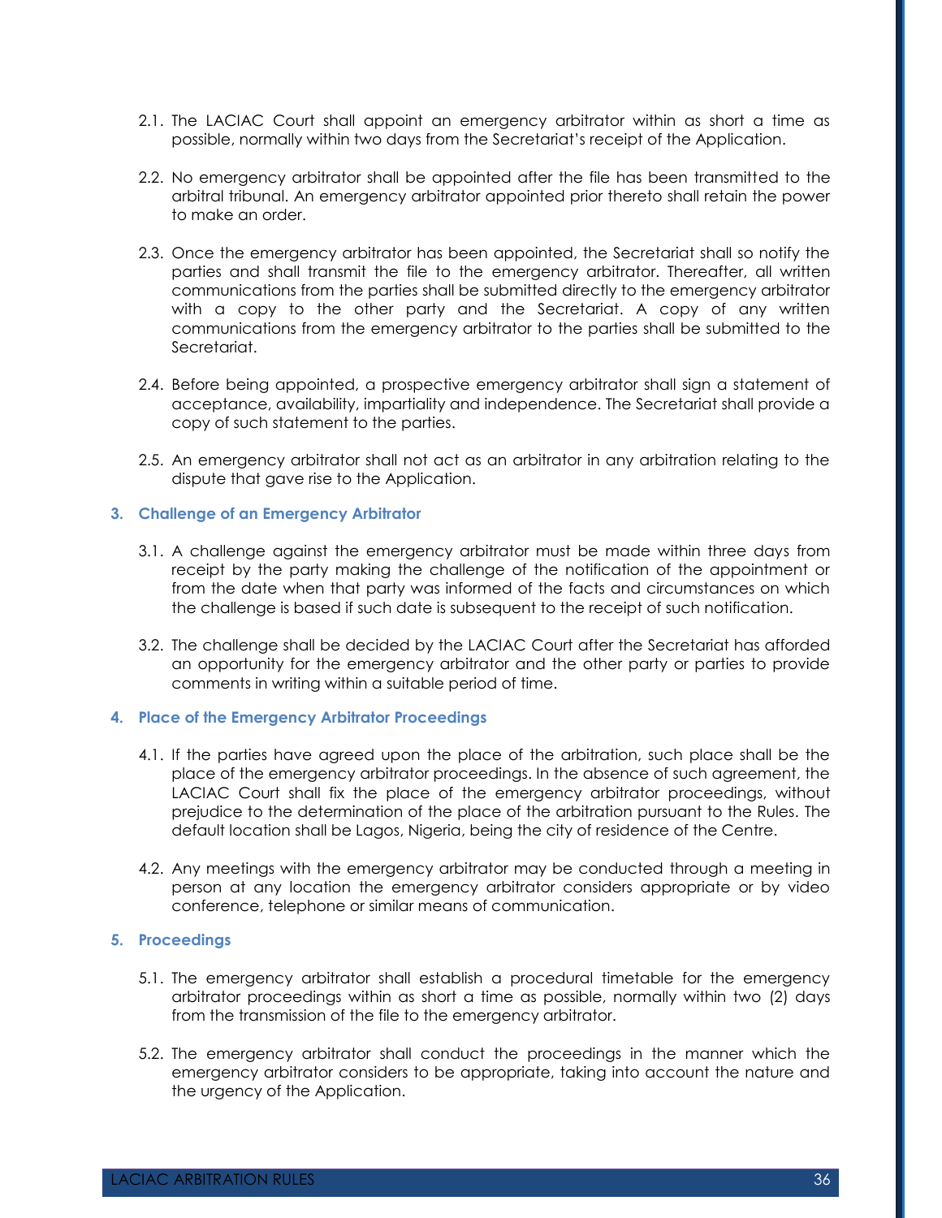2.1. The LACIAC Court shall appoint an emergency arbitrator within as short a time as possible, normally within two days from the Secretariat's receipt of the Application.

2.2. No emergency arbitrator shall be appointed after the file has been transmitted to the arbitral tribunal. An emergency arbitrator appointed prior thereto shall retain the power to make an order.

2.3. Once the emergency arbitrator has been appointed, the Secretariat shall so notify the parties and shall transmit the file to the emergency arbitrator. Thereafter, all written communications from the parties shall be submitted directly to the emergency arbitrator with a copy to the other party and the Secretariat. A copy of any written communications from the emergency arbitrator to the parties shall be submitted to the Secretariat.

2.4. Before being appointed, a prospective emergency arbitrator shall sign a statement of acceptance, availability, impartiality and independence. The Secretariat shall provide a copy of such statement to the parties.

2.5. An emergency arbitrator shall not act as an arbitrator in any arbitration relating to the dispute that gave rise to the Application.

### 3. Challenge of an Emergency Arbitrator

3.1. A challenge against the emergency arbitrator must be made within three days from receipt by the party making the challenge of the notification of the appointment or from the date when that party was informed of the facts and circumstances on which the challenge is based if such date is subsequent to the receipt of such notification.

3.2. The challenge shall be decided by the LACIAC Court after the Secretariat has afforded an opportunity for the emergency arbitrator and the other party or parties to provide comments in writing within a suitable period of time.

### 4. Place of the Emergency Arbitrator Proceedings

4.1. If the parties have agreed upon the place of the arbitration, such place shall be the place of the emergency arbitrator proceedings. In the absence of such agreement, the LACIAC Court shall fix the place of the emergency arbitrator proceedings, without prejudice to the determination of the place of the arbitration pursuant to the Rules. The default location shall be Lagos, Nigeria, being the city of residence of the Centre.

4.2. Any meetings with the emergency arbitrator may be conducted through a meeting in person at any location the emergency arbitrator considers appropriate or by video conference, telephone or similar means of communication.

### 5. Proceedings

5.1. The emergency arbitrator shall establish a procedural timetable for the emergency arbitrator proceedings within as short a time as possible, normally within two (2) days from the transmission of the file to the emergency arbitrator.

5.2. The emergency arbitrator shall conduct the proceedings in the manner which the emergency arbitrator considers to be appropriate, taking into account the nature and the urgency of the Application.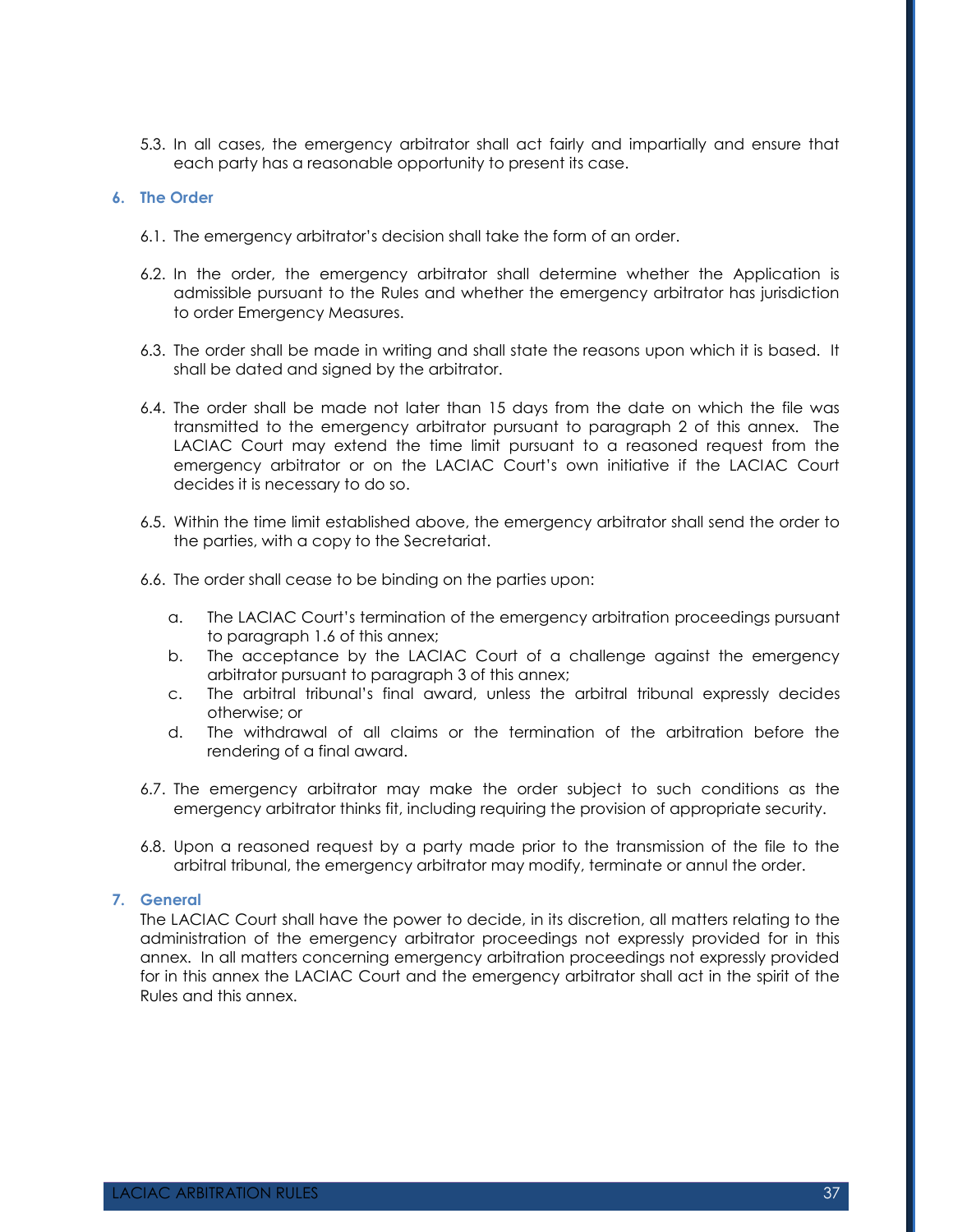5.3. In all cases, the emergency arbitrator shall act fairly and impartially and ensure that each party has a reasonable opportunity to present its case.

### 6. The Order

6.1. The emergency arbitrator's decision shall take the form of an order.

6.2. In the order, the emergency arbitrator shall determine whether the Application is admissible pursuant to the Rules and whether the emergency arbitrator has jurisdiction to order Emergency Measures.

6.3. The order shall be made in writing and shall state the reasons upon which it is based. It shall be dated and signed by the arbitrator.

6.4. The order shall be made not later than 15 days from the date on which the file was transmitted to the emergency arbitrator pursuant to paragraph 2 of this annex. The LACIAC Court may extend the time limit pursuant to a reasoned request from the emergency arbitrator or on the LACIAC Court's own initiative if the LACIAC Court decides it is necessary to do so.

6.5. Within the time limit established above, the emergency arbitrator shall send the order to the parties, with a copy to the Secretariat.

6.6. The order shall cease to be binding on the parties upon:

a. The LACIAC Court's termination of the emergency arbitration proceedings pursuant to paragraph 1.6 of this annex;
b. The acceptance by the LACIAC Court of a challenge against the emergency arbitrator pursuant to paragraph 3 of this annex;
c. The arbitral tribunal's final award, unless the arbitral tribunal expressly decides otherwise; or
d. The withdrawal of all claims or the termination of the arbitration before the rendering of a final award.

6.7. The emergency arbitrator may make the order subject to such conditions as the emergency arbitrator thinks fit, including requiring the provision of appropriate security.

6.8. Upon a reasoned request by a party made prior to the transmission of the file to the arbitral tribunal, the emergency arbitrator may modify, terminate or annul the order.

### 7. General

The LACIAC Court shall have the power to decide, in its discretion, all matters relating to the administration of the emergency arbitrator proceedings not expressly provided for in this annex. In all matters concerning emergency arbitration proceedings not expressly provided for in this annex the LACIAC Court and the emergency arbitrator shall act in the spirit of the Rules and this annex.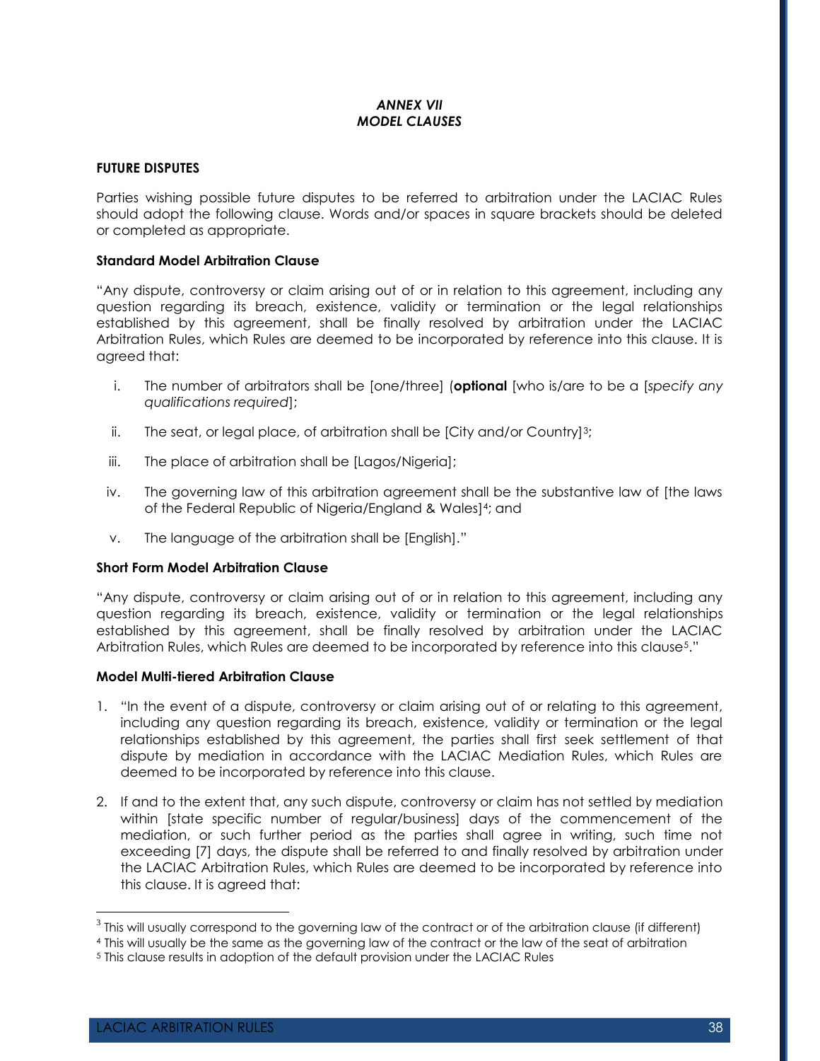*ANNEX VII*
*MODEL CLAUSES*

**FUTURE DISPUTES**

Parties wishing possible future disputes to be referred to arbitration under the LACIAC Rules should adopt the following clause. Words and/or spaces in square brackets should be deleted or completed as appropriate.

**Standard Model Arbitration Clause**

"Any dispute, controversy or claim arising out of or in relation to this agreement, including any question regarding its breach, existence, validity or termination or the legal relationships established by this agreement, shall be finally resolved by arbitration under the LACIAC Arbitration Rules, which Rules are deemed to be incorporated by reference into this clause. It is agreed that:

i. The number of arbitrators shall be [one/three] (**optional** [who is/are to be a [*specify any qualifications required*];

ii. The seat, or legal place, of arbitration shall be [City and/or Country][3];

iii. The place of arbitration shall be [Lagos/Nigeria];

iv. The governing law of this arbitration agreement shall be the substantive law of [the laws of the Federal Republic of Nigeria/England & Wales][4]; and

v. The language of the arbitration shall be [English]."

**Short Form Model Arbitration Clause**

"Any dispute, controversy or claim arising out of or in relation to this agreement, including any question regarding its breach, existence, validity or termination or the legal relationships established by this agreement, shall be finally resolved by arbitration under the LACIAC Arbitration Rules, which Rules are deemed to be incorporated by reference into this clause[5]."

**Model Multi-tiered Arbitration Clause**

1. "In the event of a dispute, controversy or claim arising out of or relating to this agreement, including any question regarding its breach, existence, validity or termination or the legal relationships established by this agreement, the parties shall first seek settlement of that dispute by mediation in accordance with the LACIAC Mediation Rules, which Rules are deemed to be incorporated by reference into this clause.

2. If and to the extent that, any such dispute, controversy or claim has not settled by mediation within [state specific number of regular/business] days of the commencement of the mediation, or such further period as the parties shall agree in writing, such time not exceeding [7] days, the dispute shall be referred to and finally resolved by arbitration under the LACIAC Arbitration Rules, which Rules are deemed to be incorporated by reference into this clause. It is agreed that:

---

[3] This will usually correspond to the governing law of the contract or of the arbitration clause (if different)

[4] This will usually be the same as the governing law of the contract or the law of the seat of arbitration

[5] This clause results in adoption of the default provision under the LACIAC Rules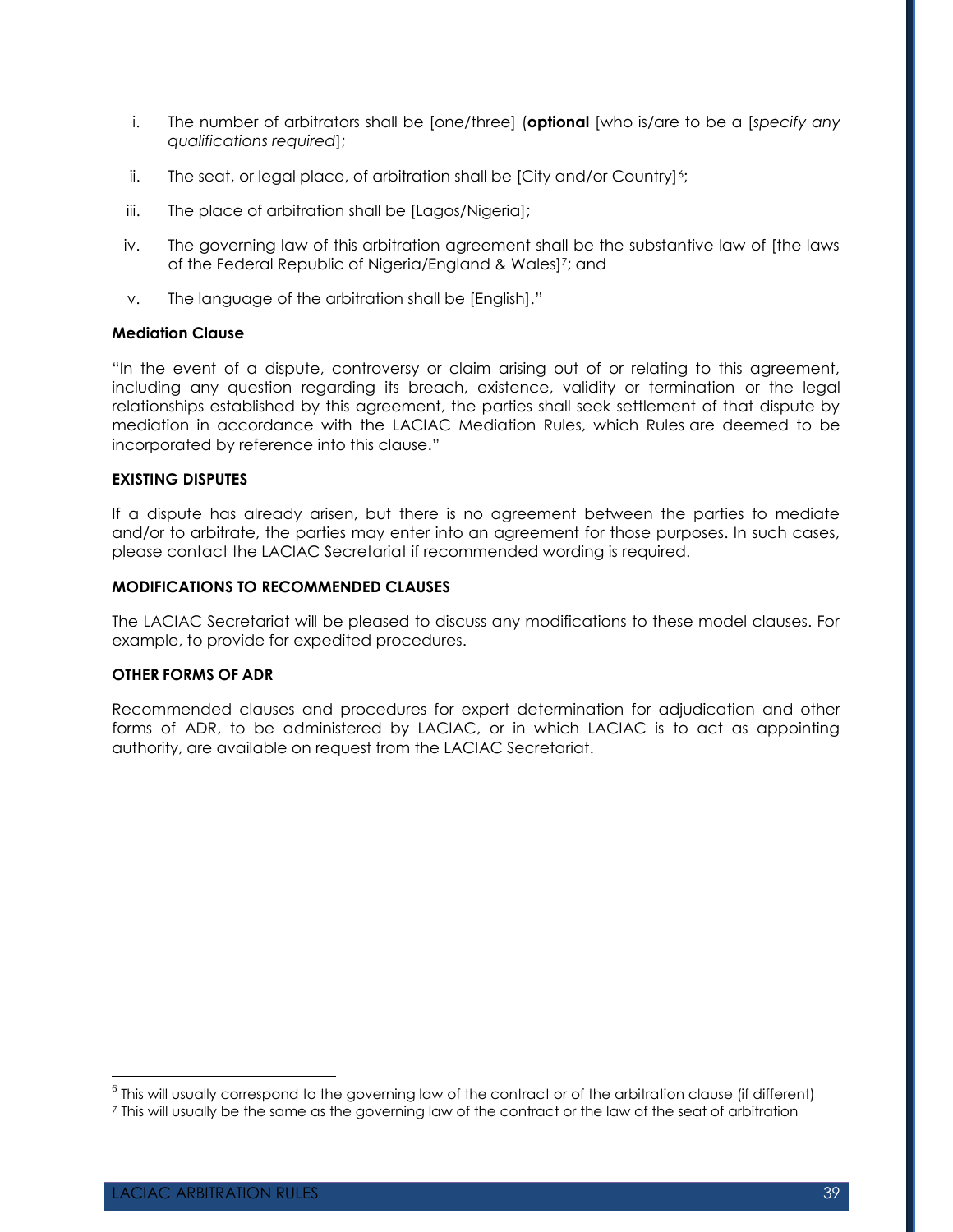i. The number of arbitrators shall be [one/three] (**optional** [who is/are to be a [*specify any qualifications required*];

ii. The seat, or legal place, of arbitration shall be [City and/or Country][6];

iii. The place of arbitration shall be [Lagos/Nigeria];

iv. The governing law of this arbitration agreement shall be the substantive law of [the laws of the Federal Republic of Nigeria/England & Wales][7]; and

v. The language of the arbitration shall be [English]."

**Mediation Clause**

"In the event of a dispute, controversy or claim arising out of or relating to this agreement, including any question regarding its breach, existence, validity or termination or the legal relationships established by this agreement, the parties shall seek settlement of that dispute by mediation in accordance with the LACIAC Mediation Rules, which Rules are deemed to be incorporated by reference into this clause."

**EXISTING DISPUTES**

If a dispute has already arisen, but there is no agreement between the parties to mediate and/or to arbitrate, the parties may enter into an agreement for those purposes. In such cases, please contact the LACIAC Secretariat if recommended wording is required.

**MODIFICATIONS TO RECOMMENDED CLAUSES**

The LACIAC Secretariat will be pleased to discuss any modifications to these model clauses. For example, to provide for expedited procedures.

**OTHER FORMS OF ADR**

Recommended clauses and procedures for expert determination for adjudication and other forms of ADR, to be administered by LACIAC, or in which LACIAC is to act as appointing authority, are available on request from the LACIAC Secretariat.

---

[6] This will usually correspond to the governing law of the contract or of the arbitration clause (if different)

[7] This will usually be the same as the governing law of the contract or the law of the seat of arbitration